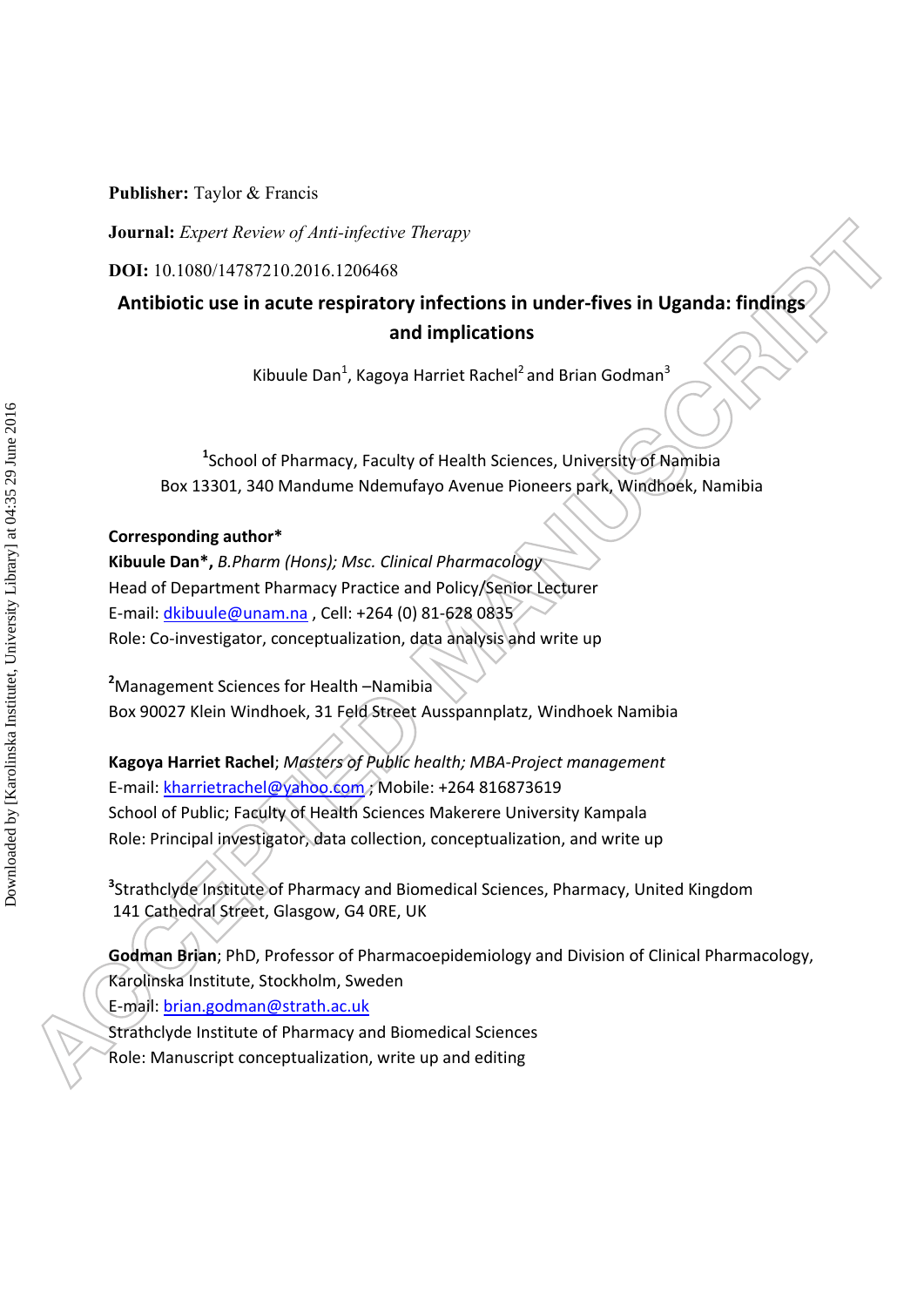**Publisher:** Taylor & Francis

**Journal:** *Expert Review of Anti-infective Therapy*

**DOI:** 10.1080/14787210.2016.1206468

# Antibiotic use in acute respiratory infections in under-fives in Uganda: findings and implications

Kibuule Dan[1], Kagoya Harriet Rachel[2] and Brian Godman[3]

[1]School of Pharmacy, Faculty of Health Sciences, University of Namibia
Box 13301, 340 Mandume Ndemufayo Avenue Pioneers park, Windhoek, Namibia

**Corresponding author***

**Kibuule Dan*,** *B.Pharm (Hons); Msc. Clinical Pharmacology*
Head of Department Pharmacy Practice and Policy/Senior Lecturer
E-mail: dkibuule@unam.na , Cell: +264 (0) 81-628 0835
Role: Co-investigator, conceptualization, data analysis and write up

[2]Management Sciences for Health –Namibia
Box 90027 Klein Windhoek, 31 Feld Street Ausspannplatz, Windhoek Namibia

**Kagoya Harriet Rachel**; *Masters of Public health; MBA-Project management*
E-mail: kharrietrachel@yahoo.com ; Mobile: +264 816873619
School of Public; Faculty of Health Sciences Makerere University Kampala
Role: Principal investigator, data collection, conceptualization, and write up

[3]Strathclyde Institute of Pharmacy and Biomedical Sciences, Pharmacy, United Kingdom
141 Cathedral Street, Glasgow, G4 0RE, UK

**Godman Brian**; PhD, Professor of Pharmacoepidemiology and Division of Clinical Pharmacology, Karolinska Institute, Stockholm, Sweden
E-mail: brian.godman@strath.ac.uk
Strathclyde Institute of Pharmacy and Biomedical Sciences
Role: Manuscript conceptualization, write up and editing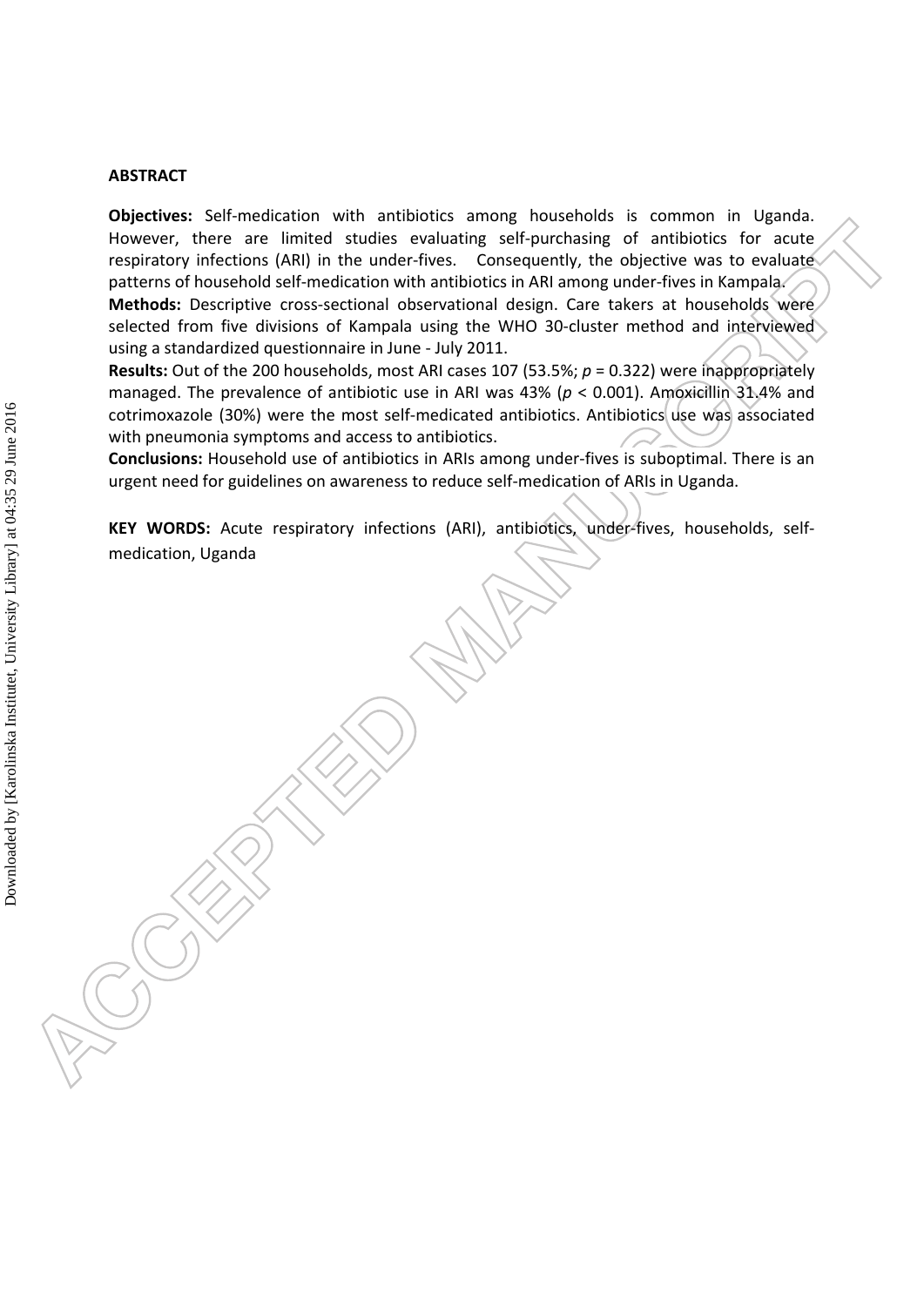## ABSTRACT

**Objectives:** Self-medication with antibiotics among households is common in Uganda. However, there are limited studies evaluating self-purchasing of antibiotics for acute respiratory infections (ARI) in the under-fives. Consequently, the objective was to evaluate patterns of household self-medication with antibiotics in ARI among under-fives in Kampala.

**Methods:** Descriptive cross-sectional observational design. Care takers at households were selected from five divisions of Kampala using the WHO 30-cluster method and interviewed using a standardized questionnaire in June - July 2011.

**Results:** Out of the 200 households, most ARI cases 107 (53.5%; $p = 0.322$) were inappropriately managed. The prevalence of antibiotic use in ARI was 43% ($p < 0.001$). Amoxicillin 31.4% and cotrimoxazole (30%) were the most self-medicated antibiotics. Antibiotics use was associated with pneumonia symptoms and access to antibiotics.

**Conclusions:** Household use of antibiotics in ARIs among under-fives is suboptimal. There is an urgent need for guidelines on awareness to reduce self-medication of ARIs in Uganda.

**KEY WORDS:** Acute respiratory infections (ARI), antibiotics, under-fives, households, self-medication, Uganda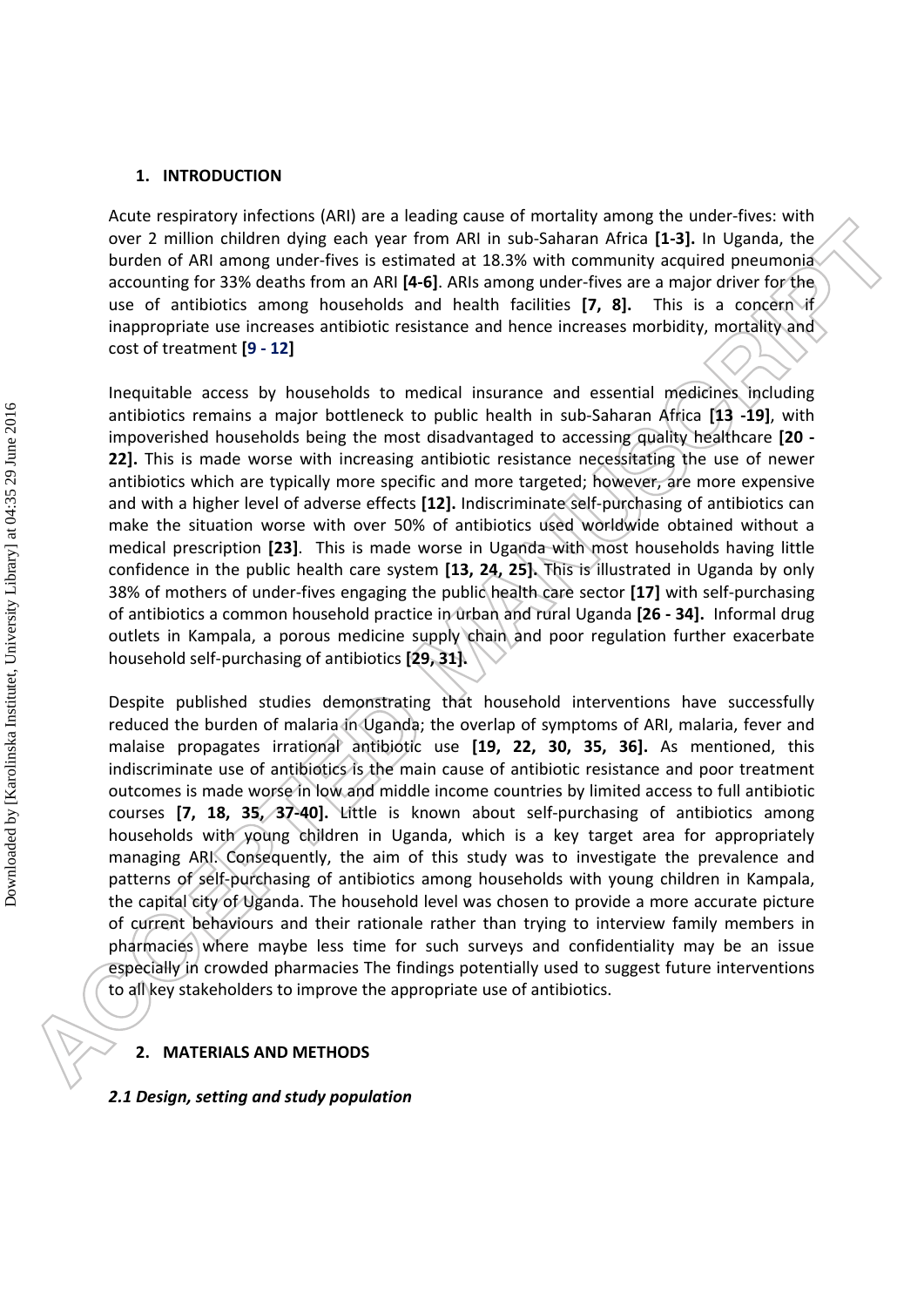## 1. INTRODUCTION

Acute respiratory infections (ARI) are a leading cause of mortality among the under-fives: with over 2 million children dying each year from ARI in sub-Saharan Africa **[1-3].** In Uganda, the burden of ARI among under-fives is estimated at 18.3% with community acquired pneumonia accounting for 33% deaths from an ARI **[4-6]**. ARIs among under-fives are a major driver for the use of antibiotics among households and health facilities **[7, 8].** This is a concern if inappropriate use increases antibiotic resistance and hence increases morbidity, mortality and cost of treatment **[9 - 12]**

Inequitable access by households to medical insurance and essential medicines including antibiotics remains a major bottleneck to public health in sub-Saharan Africa **[13 -19]**, with impoverished households being the most disadvantaged to accessing quality healthcare **[20 - 22].** This is made worse with increasing antibiotic resistance necessitating the use of newer antibiotics which are typically more specific and more targeted; however, are more expensive and with a higher level of adverse effects **[12].** Indiscriminate self-purchasing of antibiotics can make the situation worse with over 50% of antibiotics used worldwide obtained without a medical prescription **[23]**. This is made worse in Uganda with most households having little confidence in the public health care system **[13, 24, 25].** This is illustrated in Uganda by only 38% of mothers of under-fives engaging the public health care sector **[17]** with self-purchasing of antibiotics a common household practice in urban and rural Uganda **[26 - 34].** Informal drug outlets in Kampala, a porous medicine supply chain and poor regulation further exacerbate household self-purchasing of antibiotics **[29, 31].**

Despite published studies demonstrating that household interventions have successfully reduced the burden of malaria in Uganda; the overlap of symptoms of ARI, malaria, fever and malaise propagates irrational antibiotic use **[19, 22, 30, 35, 36].** As mentioned, this indiscriminate use of antibiotics is the main cause of antibiotic resistance and poor treatment outcomes is made worse in low and middle income countries by limited access to full antibiotic courses **[7, 18, 35, 37-40].** Little is known about self-purchasing of antibiotics among households with young children in Uganda, which is a key target area for appropriately managing ARI. Consequently, the aim of this study was to investigate the prevalence and patterns of self-purchasing of antibiotics among households with young children in Kampala, the capital city of Uganda. The household level was chosen to provide a more accurate picture of current behaviours and their rationale rather than trying to interview family members in pharmacies where maybe less time for such surveys and confidentiality may be an issue especially in crowded pharmacies The findings potentially used to suggest future interventions to all key stakeholders to improve the appropriate use of antibiotics.

## 2. MATERIALS AND METHODS

### *2.1 Design, setting and study population*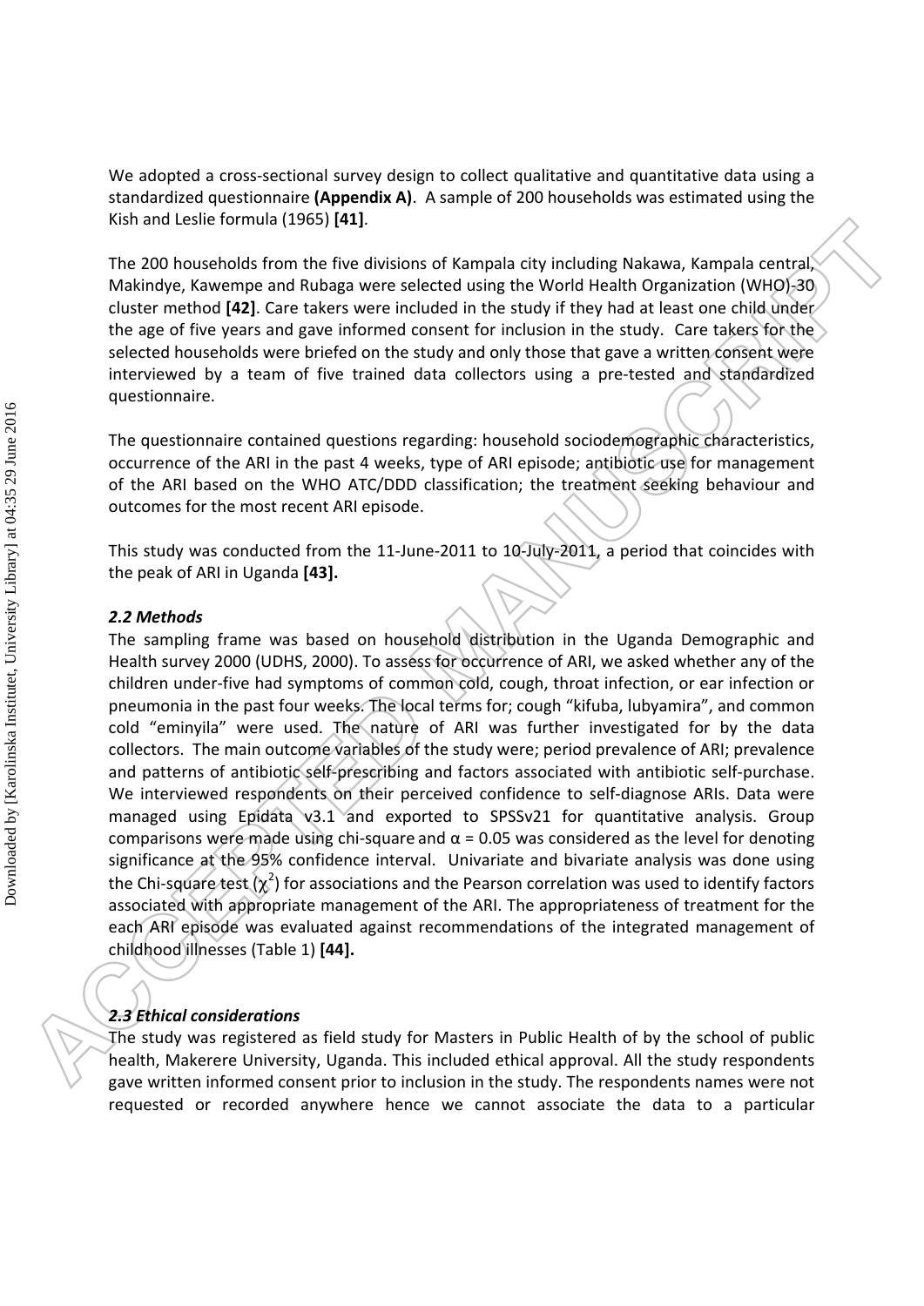We adopted a cross-sectional survey design to collect qualitative and quantitative data using a standardized questionnaire **(Appendix A)**. A sample of 200 households was estimated using the Kish and Leslie formula (1965) **[41]**.

The 200 households from the five divisions of Kampala city including Nakawa, Kampala central, Makindye, Kawempe and Rubaga were selected using the World Health Organization (WHO)-30 cluster method **[42]**. Care takers were included in the study if they had at least one child under the age of five years and gave informed consent for inclusion in the study. Care takers for the selected households were briefed on the study and only those that gave a written consent were interviewed by a team of five trained data collectors using a pre-tested and standardized questionnaire.

The questionnaire contained questions regarding: household sociodemographic characteristics, occurrence of the ARI in the past 4 weeks, type of ARI episode; antibiotic use for management of the ARI based on the WHO ATC/DDD classification; the treatment seeking behaviour and outcomes for the most recent ARI episode.

This study was conducted from the 11-June-2011 to 10-July-2011, a period that coincides with the peak of ARI in Uganda **[43].**

### *2.2 Methods*

The sampling frame was based on household distribution in the Uganda Demographic and Health survey 2000 (UDHS, 2000). To assess for occurrence of ARI, we asked whether any of the children under-five had symptoms of common cold, cough, throat infection, or ear infection or pneumonia in the past four weeks. The local terms for; cough "kifuba, lubyamira", and common cold "eminyila" were used. The nature of ARI was further investigated for by the data collectors. The main outcome variables of the study were; period prevalence of ARI; prevalence and patterns of antibiotic self-prescribing and factors associated with antibiotic self-purchase. We interviewed respondents on their perceived confidence to self-diagnose ARIs. Data were managed using Epidata v3.1 and exported to SPSSv21 for quantitative analysis. Group comparisons were made using chi-square and $\alpha = 0.05$ was considered as the level for denoting significance at the 95% confidence interval. Univariate and bivariate analysis was done using the Chi-square test ($\chi^2$) for associations and the Pearson correlation was used to identify factors associated with appropriate management of the ARI. The appropriateness of treatment for the each ARI episode was evaluated against recommendations of the integrated management of childhood illnesses (Table 1) **[44].**

### *2.3 Ethical considerations*

The study was registered as field study for Masters in Public Health of by the school of public health, Makerere University, Uganda. This included ethical approval. All the study respondents gave written informed consent prior to inclusion in the study. The respondents names were not requested or recorded anywhere hence we cannot associate the data to a particular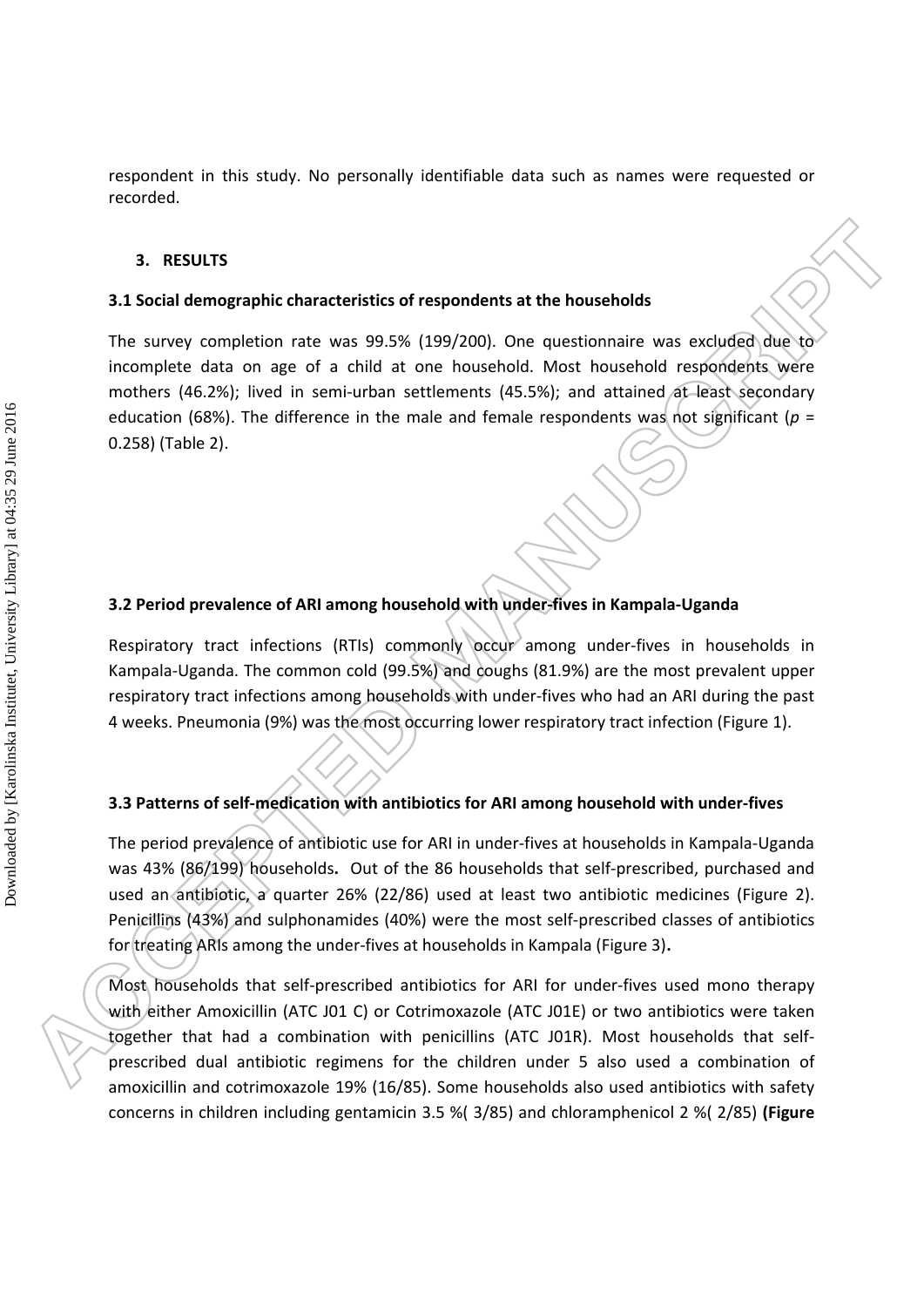respondent in this study. No personally identifiable data such as names were requested or recorded.

## 3. RESULTS

### 3.1 Social demographic characteristics of respondents at the households

The survey completion rate was 99.5% (199/200). One questionnaire was excluded due to incomplete data on age of a child at one household. Most household respondents were mothers (46.2%); lived in semi-urban settlements (45.5%); and attained at least secondary education (68%). The difference in the male and female respondents was not significant (*p* = 0.258) (Table 2).

### 3.2 Period prevalence of ARI among household with under-fives in Kampala-Uganda

Respiratory tract infections (RTIs) commonly occur among under-fives in households in Kampala-Uganda. The common cold (99.5%) and coughs (81.9%) are the most prevalent upper respiratory tract infections among households with under-fives who had an ARI during the past 4 weeks. Pneumonia (9%) was the most occurring lower respiratory tract infection (Figure 1).

### 3.3 Patterns of self-medication with antibiotics for ARI among household with under-fives

The period prevalence of antibiotic use for ARI in under-fives at households in Kampala-Uganda was 43% (86/199) households**.** Out of the 86 households that self-prescribed, purchased and used an antibiotic, a quarter 26% (22/86) used at least two antibiotic medicines (Figure 2). Penicillins (43%) and sulphonamides (40%) were the most self-prescribed classes of antibiotics for treating ARIs among the under-fives at households in Kampala (Figure 3)**.**

Most households that self-prescribed antibiotics for ARI for under-fives used mono therapy with either Amoxicillin (ATC J01 C) or Cotrimoxazole (ATC J01E) or two antibiotics were taken together that had a combination with penicillins (ATC J01R). Most households that self-prescribed dual antibiotic regimens for the children under 5 also used a combination of amoxicillin and cotrimoxazole 19% (16/85). Some households also used antibiotics with safety concerns in children including gentamicin 3.5 %( 3/85) and chloramphenicol 2 %( 2/85) **(Figure**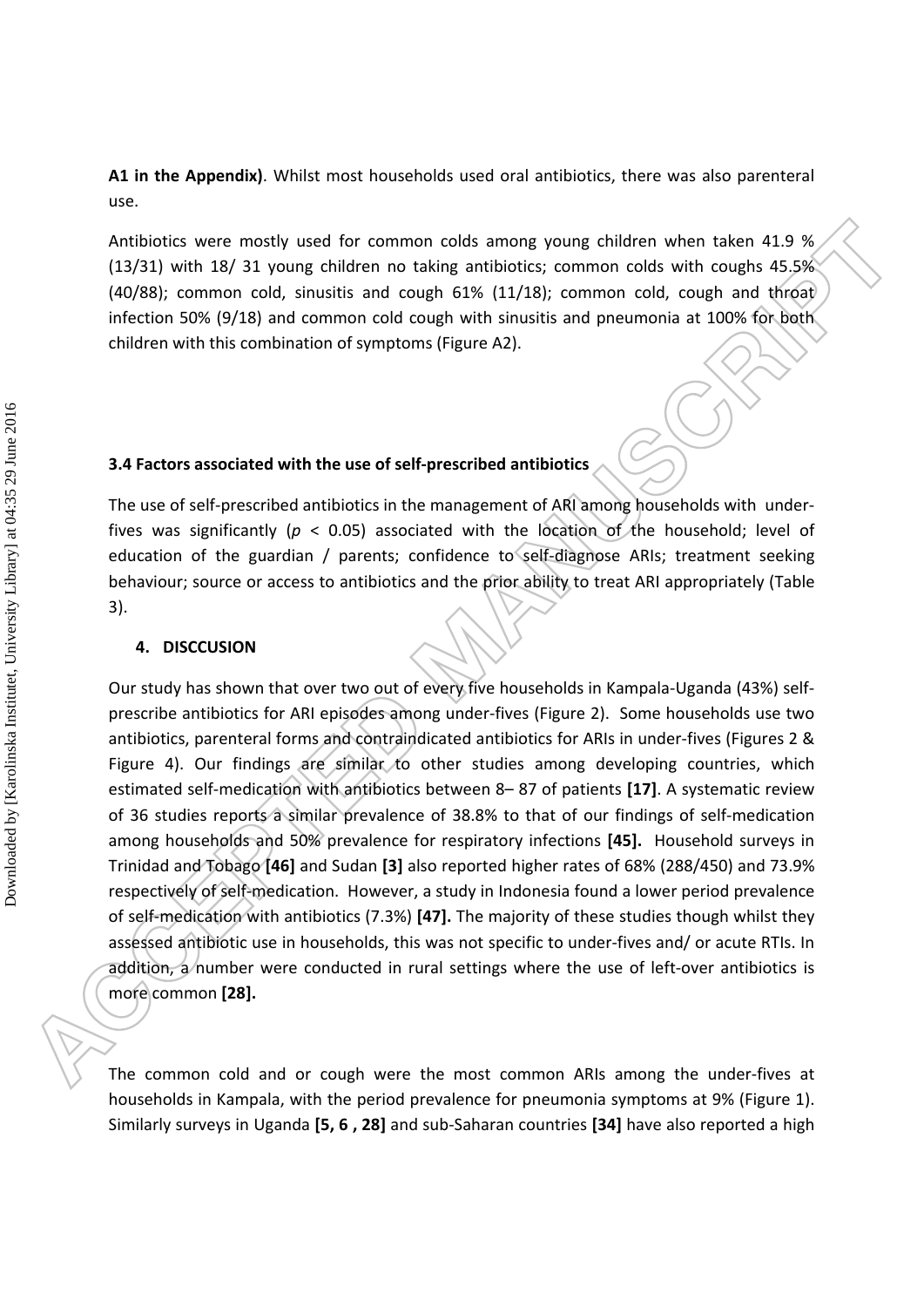**A1 in the Appendix)**. Whilst most households used oral antibiotics, there was also parenteral use.

Antibiotics were mostly used for common colds among young children when taken 41.9 % (13/31) with 18/ 31 young children no taking antibiotics; common colds with coughs 45.5% (40/88); common cold, sinusitis and cough 61% (11/18); common cold, cough and throat infection 50% (9/18) and common cold cough with sinusitis and pneumonia at 100% for both children with this combination of symptoms (Figure A2).

### 3.4 Factors associated with the use of self-prescribed antibiotics

The use of self-prescribed antibiotics in the management of ARI among households with under-fives was significantly ($p < 0.05$) associated with the location of the household; level of education of the guardian / parents; confidence to self-diagnose ARIs; treatment seeking behaviour; source or access to antibiotics and the prior ability to treat ARI appropriately (Table 3).

## 4. DISCCUSION

Our study has shown that over two out of every five households in Kampala-Uganda (43%) self-prescribe antibiotics for ARI episodes among under-fives (Figure 2). Some households use two antibiotics, parenteral forms and contraindicated antibiotics for ARIs in under-fives (Figures 2 & Figure 4). Our findings are similar to other studies among developing countries, which estimated self-medication with antibiotics between 8– 87 of patients **[17]**. A systematic review of 36 studies reports a similar prevalence of 38.8% to that of our findings of self-medication among households and 50% prevalence for respiratory infections **[45].** Household surveys in Trinidad and Tobago **[46]** and Sudan **[3]** also reported higher rates of 68% (288/450) and 73.9% respectively of self-medication. However, a study in Indonesia found a lower period prevalence of self-medication with antibiotics (7.3%) **[47].** The majority of these studies though whilst they assessed antibiotic use in households, this was not specific to under-fives and/ or acute RTIs. In addition, a number were conducted in rural settings where the use of left-over antibiotics is more common **[28].**

The common cold and or cough were the most common ARIs among the under-fives at households in Kampala, with the period prevalence for pneumonia symptoms at 9% (Figure 1). Similarly surveys in Uganda **[5, 6 , 28]** and sub-Saharan countries **[34]** have also reported a high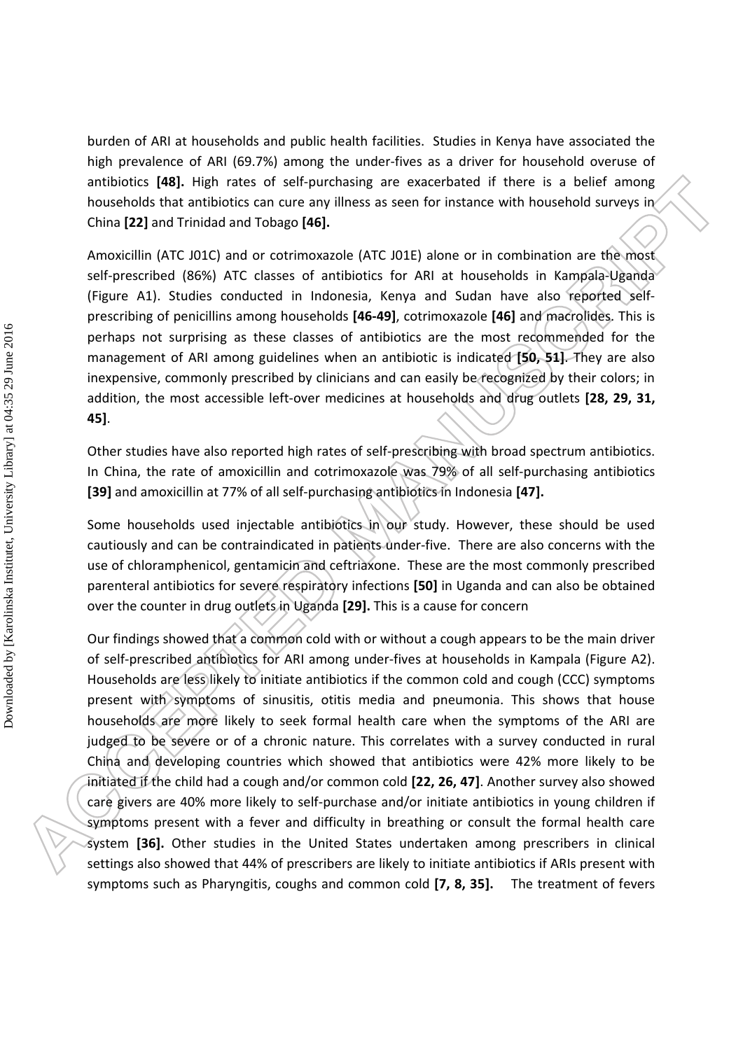burden of ARI at households and public health facilities. Studies in Kenya have associated the high prevalence of ARI (69.7%) among the under-fives as a driver for household overuse of antibiotics **[48].** High rates of self-purchasing are exacerbated if there is a belief among households that antibiotics can cure any illness as seen for instance with household surveys in China **[22]** and Trinidad and Tobago **[46].**

Amoxicillin (ATC J01C) and or cotrimoxazole (ATC J01E) alone or in combination are the most self-prescribed (86%) ATC classes of antibiotics for ARI at households in Kampala-Uganda (Figure A1). Studies conducted in Indonesia, Kenya and Sudan have also reported self-prescribing of penicillins among households **[46-49]**, cotrimoxazole **[46]** and macrolides. This is perhaps not surprising as these classes of antibiotics are the most recommended for the management of ARI among guidelines when an antibiotic is indicated **[50, 51]**. They are also inexpensive, commonly prescribed by clinicians and can easily be recognized by their colors; in addition, the most accessible left-over medicines at households and drug outlets **[28, 29, 31, 45]**.

Other studies have also reported high rates of self-prescribing with broad spectrum antibiotics. In China, the rate of amoxicillin and cotrimoxazole was 79% of all self-purchasing antibiotics **[39]** and amoxicillin at 77% of all self-purchasing antibiotics in Indonesia **[47].**

Some households used injectable antibiotics in our study. However, these should be used cautiously and can be contraindicated in patients under-five. There are also concerns with the use of chloramphenicol, gentamicin and ceftriaxone. These are the most commonly prescribed parenteral antibiotics for severe respiratory infections **[50]** in Uganda and can also be obtained over the counter in drug outlets in Uganda **[29].** This is a cause for concern

Our findings showed that a common cold with or without a cough appears to be the main driver of self-prescribed antibiotics for ARI among under-fives at households in Kampala (Figure A2). Households are less likely to initiate antibiotics if the common cold and cough (CCC) symptoms present with symptoms of sinusitis, otitis media and pneumonia. This shows that house households are more likely to seek formal health care when the symptoms of the ARI are judged to be severe or of a chronic nature. This correlates with a survey conducted in rural China and developing countries which showed that antibiotics were 42% more likely to be initiated if the child had a cough and/or common cold **[22, 26, 47]**. Another survey also showed care givers are 40% more likely to self-purchase and/or initiate antibiotics in young children if symptoms present with a fever and difficulty in breathing or consult the formal health care system **[36].** Other studies in the United States undertaken among prescribers in clinical settings also showed that 44% of prescribers are likely to initiate antibiotics if ARIs present with symptoms such as Pharyngitis, coughs and common cold **[7, 8, 35].** The treatment of fevers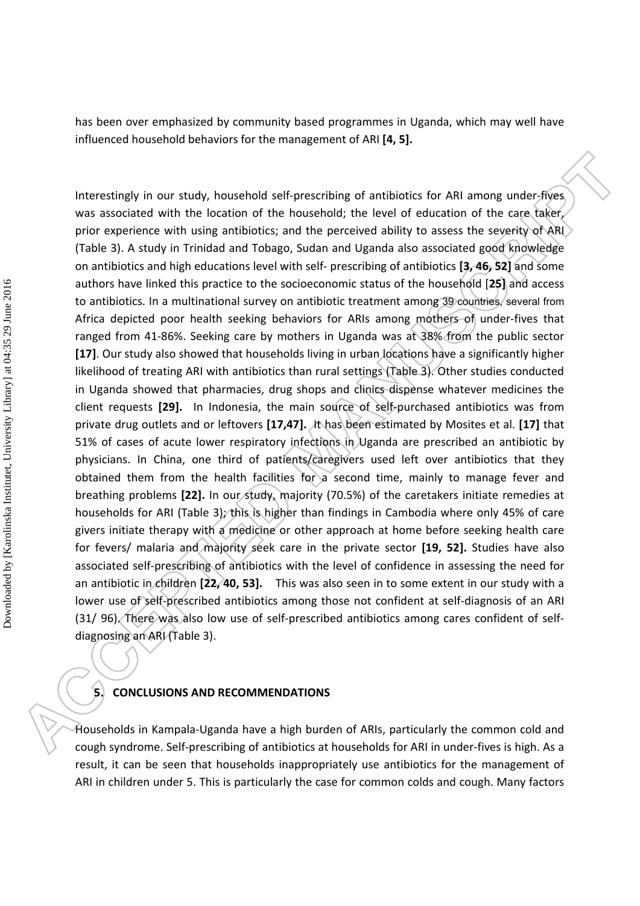has been over emphasized by community based programmes in Uganda, which may well have influenced household behaviors for the management of ARI **[4, 5].**

Interestingly in our study, household self-prescribing of antibiotics for ARI among under-fives was associated with the location of the household; the level of education of the care taker, prior experience with using antibiotics; and the perceived ability to assess the severity of ARI (Table 3). A study in Trinidad and Tobago, Sudan and Uganda also associated good knowledge on antibiotics and high educations level with self- prescribing of antibiotics **[3, 46, 52]** and some authors have linked this practice to the socioeconomic status of the household [**25]** and access to antibiotics. In a multinational survey on antibiotic treatment among 39 countries, several from Africa depicted poor health seeking behaviors for ARIs among mothers of under-fives that ranged from 41-86%. Seeking care by mothers in Uganda was at 38% from the public sector **[17]**. Our study also showed that households living in urban locations have a significantly higher likelihood of treating ARI with antibiotics than rural settings (Table 3). Other studies conducted in Uganda showed that pharmacies, drug shops and clinics dispense whatever medicines the client requests **[29].** In Indonesia, the main source of self-purchased antibiotics was from private drug outlets and or leftovers **[17,47].** It has been estimated by Mosites et al. **[17]** that 51% of cases of acute lower respiratory infections in Uganda are prescribed an antibiotic by physicians. In China, one third of patients/caregivers used left over antibiotics that they obtained them from the health facilities for a second time, mainly to manage fever and breathing problems **[22].** In our study, majority (70.5%) of the caretakers initiate remedies at households for ARI (Table 3); this is higher than findings in Cambodia where only 45% of care givers initiate therapy with a medicine or other approach at home before seeking health care for fevers/ malaria and majority seek care in the private sector **[19, 52].** Studies have also associated self-prescribing of antibiotics with the level of confidence in assessing the need for an antibiotic in children **[22, 40, 53].** This was also seen in to some extent in our study with a lower use of self-prescribed antibiotics among those not confident at self-diagnosis of an ARI (31/ 96). There was also low use of self-prescribed antibiotics among cares confident of self-diagnosing an ARI (Table 3).

## 5. CONCLUSIONS AND RECOMMENDATIONS

Households in Kampala-Uganda have a high burden of ARIs, particularly the common cold and cough syndrome. Self-prescribing of antibiotics at households for ARI in under-fives is high. As a result, it can be seen that households inappropriately use antibiotics for the management of ARI in children under 5. This is particularly the case for common colds and cough. Many factors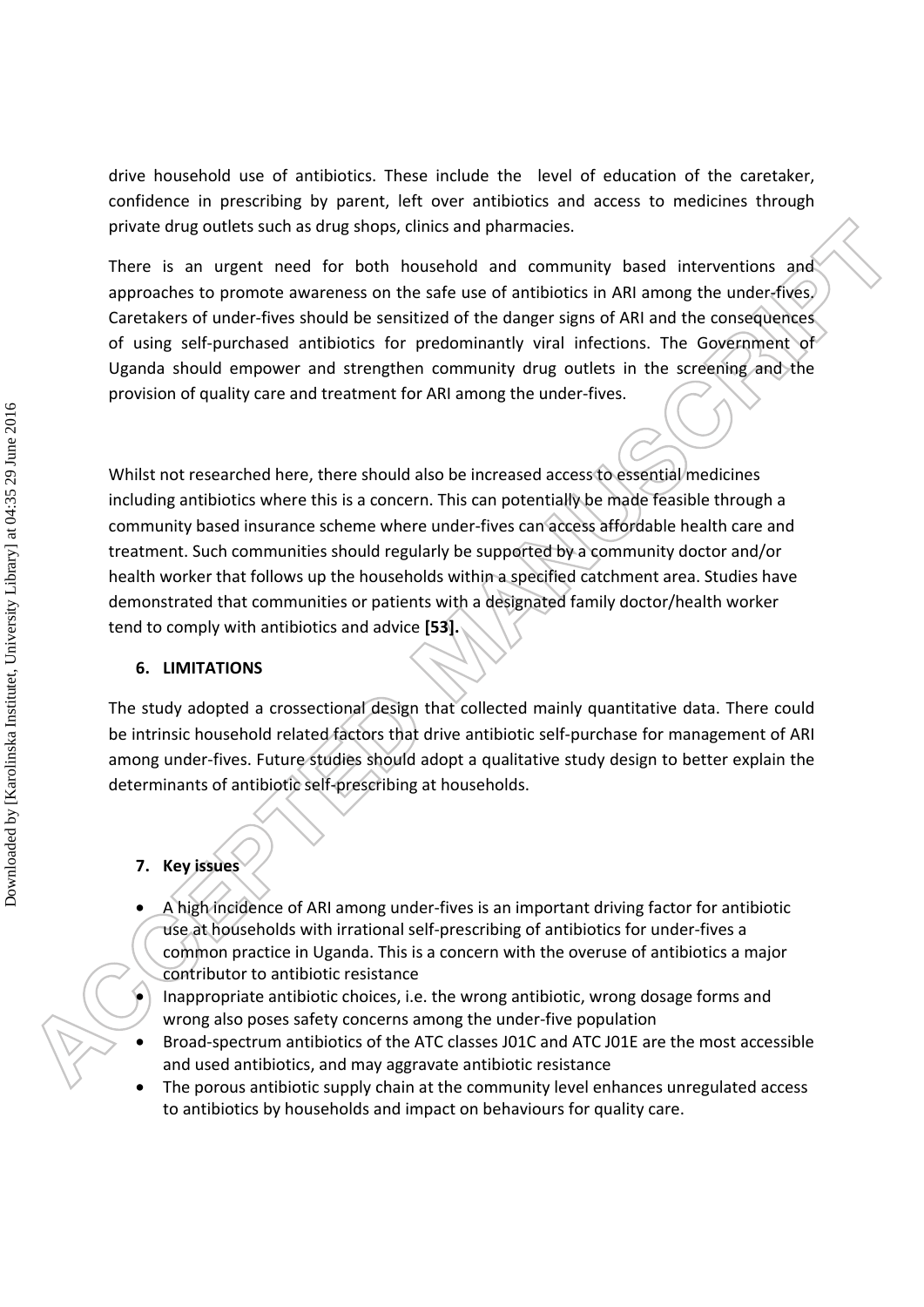drive household use of antibiotics. These include the level of education of the caretaker, confidence in prescribing by parent, left over antibiotics and access to medicines through private drug outlets such as drug shops, clinics and pharmacies.

There is an urgent need for both household and community based interventions and approaches to promote awareness on the safe use of antibiotics in ARI among the under-fives. Caretakers of under-fives should be sensitized of the danger signs of ARI and the consequences of using self-purchased antibiotics for predominantly viral infections. The Government of Uganda should empower and strengthen community drug outlets in the screening and the provision of quality care and treatment for ARI among the under-fives.

Whilst not researched here, there should also be increased access to essential medicines including antibiotics where this is a concern. This can potentially be made feasible through a community based insurance scheme where under-fives can access affordable health care and treatment. Such communities should regularly be supported by a community doctor and/or health worker that follows up the households within a specified catchment area. Studies have demonstrated that communities or patients with a designated family doctor/health worker tend to comply with antibiotics and advice **[53].**

## 6. LIMITATIONS

The study adopted a crossectional design that collected mainly quantitative data. There could be intrinsic household related factors that drive antibiotic self-purchase for management of ARI among under-fives. Future studies should adopt a qualitative study design to better explain the determinants of antibiotic self-prescribing at households.

## 7. Key issues

- A high incidence of ARI among under-fives is an important driving factor for antibiotic use at households with irrational self-prescribing of antibiotics for under-fives a common practice in Uganda. This is a concern with the overuse of antibiotics a major contributor to antibiotic resistance
- Inappropriate antibiotic choices, i.e. the wrong antibiotic, wrong dosage forms and wrong also poses safety concerns among the under-five population
- Broad-spectrum antibiotics of the ATC classes J01C and ATC J01E are the most accessible and used antibiotics, and may aggravate antibiotic resistance
- The porous antibiotic supply chain at the community level enhances unregulated access to antibiotics by households and impact on behaviours for quality care.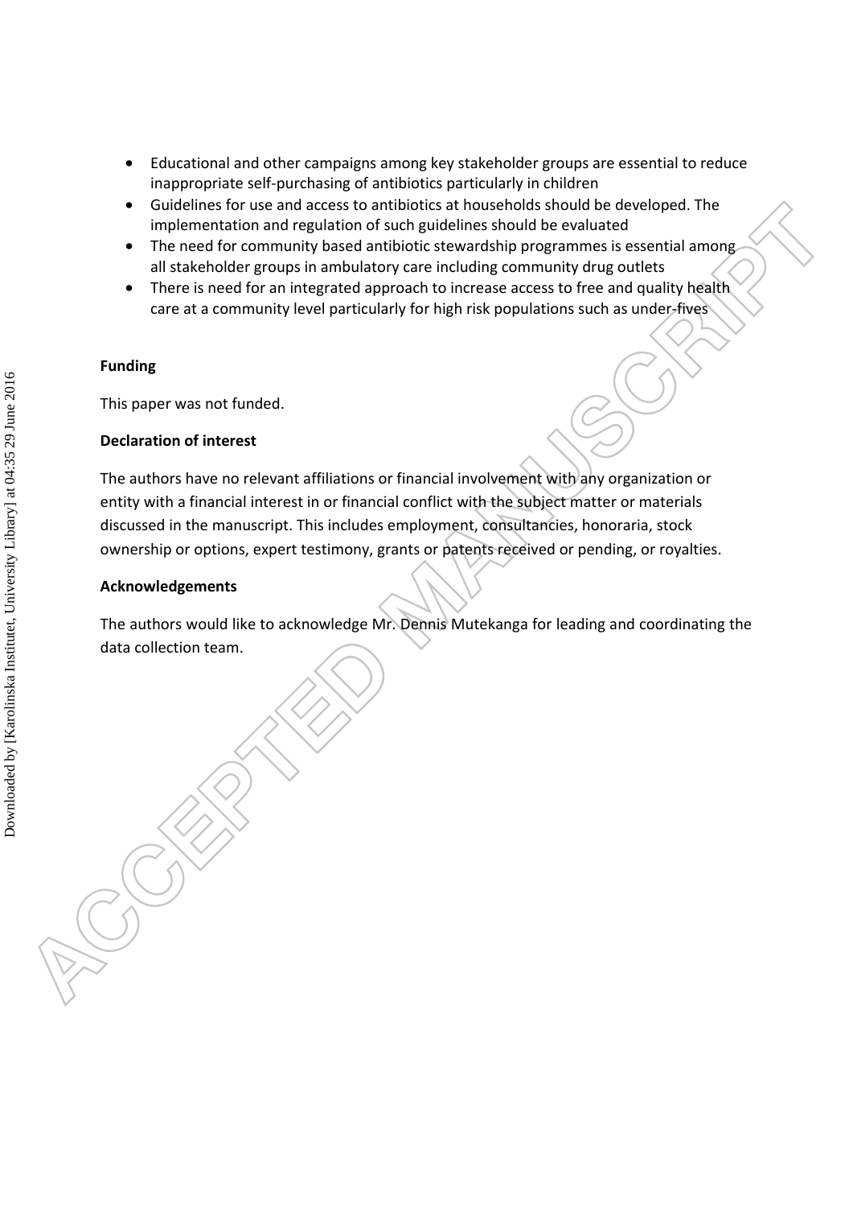- Educational and other campaigns among key stakeholder groups are essential to reduce inappropriate self-purchasing of antibiotics particularly in children
- Guidelines for use and access to antibiotics at households should be developed. The implementation and regulation of such guidelines should be evaluated
- The need for community based antibiotic stewardship programmes is essential among all stakeholder groups in ambulatory care including community drug outlets
- There is need for an integrated approach to increase access to free and quality health care at a community level particularly for high risk populations such as under-fives

**Funding**

This paper was not funded.

**Declaration of interest**

The authors have no relevant affiliations or financial involvement with any organization or entity with a financial interest in or financial conflict with the subject matter or materials discussed in the manuscript. This includes employment, consultancies, honoraria, stock ownership or options, expert testimony, grants or patents received or pending, or royalties.

**Acknowledgements**

The authors would like to acknowledge Mr. Dennis Mutekanga for leading and coordinating the data collection team.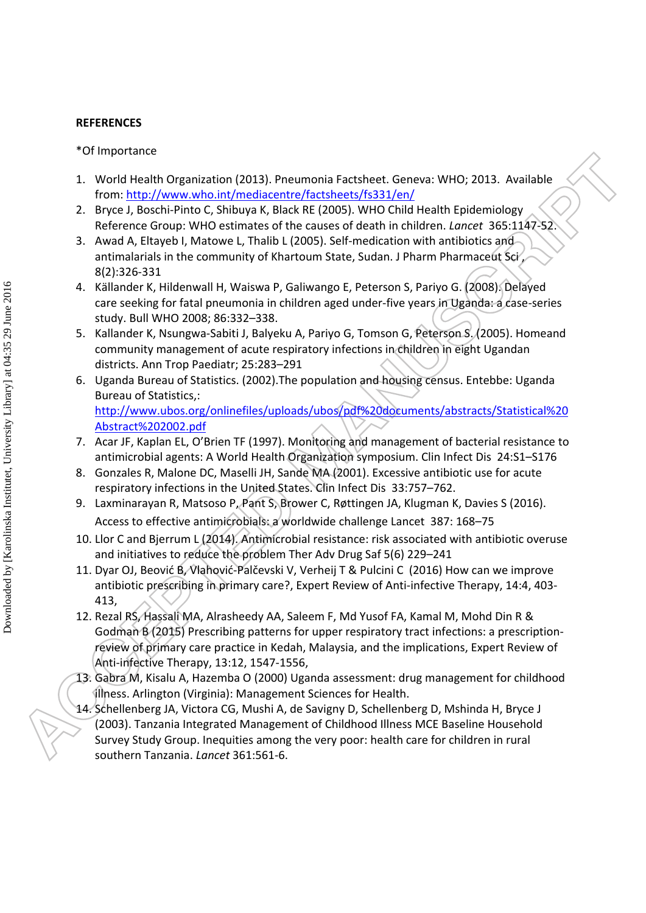**REFERENCES**

*Of Importance

1. World Health Organization (2013). Pneumonia Factsheet. Geneva: WHO; 2013. Available from: http://www.who.int/mediacentre/factsheets/fs331/en/
2. Bryce J, Boschi-Pinto C, Shibuya K, Black RE (2005). WHO Child Health Epidemiology Reference Group: WHO estimates of the causes of death in children. *Lancet* 365:1147-52.
3. Awad A, Eltayeb I, Matowe L, Thalib L (2005). Self-medication with antibiotics and antimalarials in the community of Khartoum State, Sudan. J Pharm Pharmaceut Sci , 8(2):326-331
4. Källander K, Hildenwall H, Waiswa P, Galiwango E, Peterson S, Pariyo G. (2008). Delayed care seeking for fatal pneumonia in children aged under-five years in Uganda: a case-series study. Bull WHO 2008; 86:332–338.
5. Kallander K, Nsungwa-Sabiti J, Balyeku A, Pariyo G, Tomson G, Peterson S. (2005). Homeand community management of acute respiratory infections in children in eight Ugandan districts. Ann Trop Paediatr; 25:283–291
6. Uganda Bureau of Statistics. (2002).The population and housing census. Entebbe: Uganda Bureau of Statistics,: http://www.ubos.org/onlinefiles/uploads/ubos/pdf%20documents/abstracts/Statistical%20Abstract%202002.pdf
7. Acar JF, Kaplan EL, O'Brien TF (1997). Monitoring and management of bacterial resistance to antimicrobial agents: A World Health Organization symposium. Clin Infect Dis 24:S1–S176
8. Gonzales R, Malone DC, Maselli JH, Sande MA (2001). Excessive antibiotic use for acute respiratory infections in the United States. Clin Infect Dis 33:757–762.
9. Laxminarayan R, Matsoso P, Pant S, Brower C, Røttingen JA, Klugman K, Davies S (2016). Access to effective antimicrobials: a worldwide challenge Lancet 387: 168–75
10. Llor C and Bjerrum L (2014). Antimicrobial resistance: risk associated with antibiotic overuse and initiatives to reduce the problem Ther Adv Drug Saf 5(6) 229–241
11. Dyar OJ, Beović B, Vlahović-Palčevski V, Verheij T & Pulcini C (2016) How can we improve antibiotic prescribing in primary care?, Expert Review of Anti-infective Therapy, 14:4, 403-413,
12. Rezal RS, Hassali MA, Alrasheedy AA, Saleem F, Md Yusof FA, Kamal M, Mohd Din R & Godman B (2015) Prescribing patterns for upper respiratory tract infections: a prescription-review of primary care practice in Kedah, Malaysia, and the implications, Expert Review of Anti-infective Therapy, 13:12, 1547-1556,
13. Gabra M, Kisalu A, Hazemba O (2000) Uganda assessment: drug management for childhood illness. Arlington (Virginia): Management Sciences for Health.
14. Schellenberg JA, Victora CG, Mushi A, de Savigny D, Schellenberg D, Mshinda H, Bryce J (2003). Tanzania Integrated Management of Childhood Illness MCE Baseline Household Survey Study Group. Inequities among the very poor: health care for children in rural southern Tanzania. *Lancet* 361:561-6.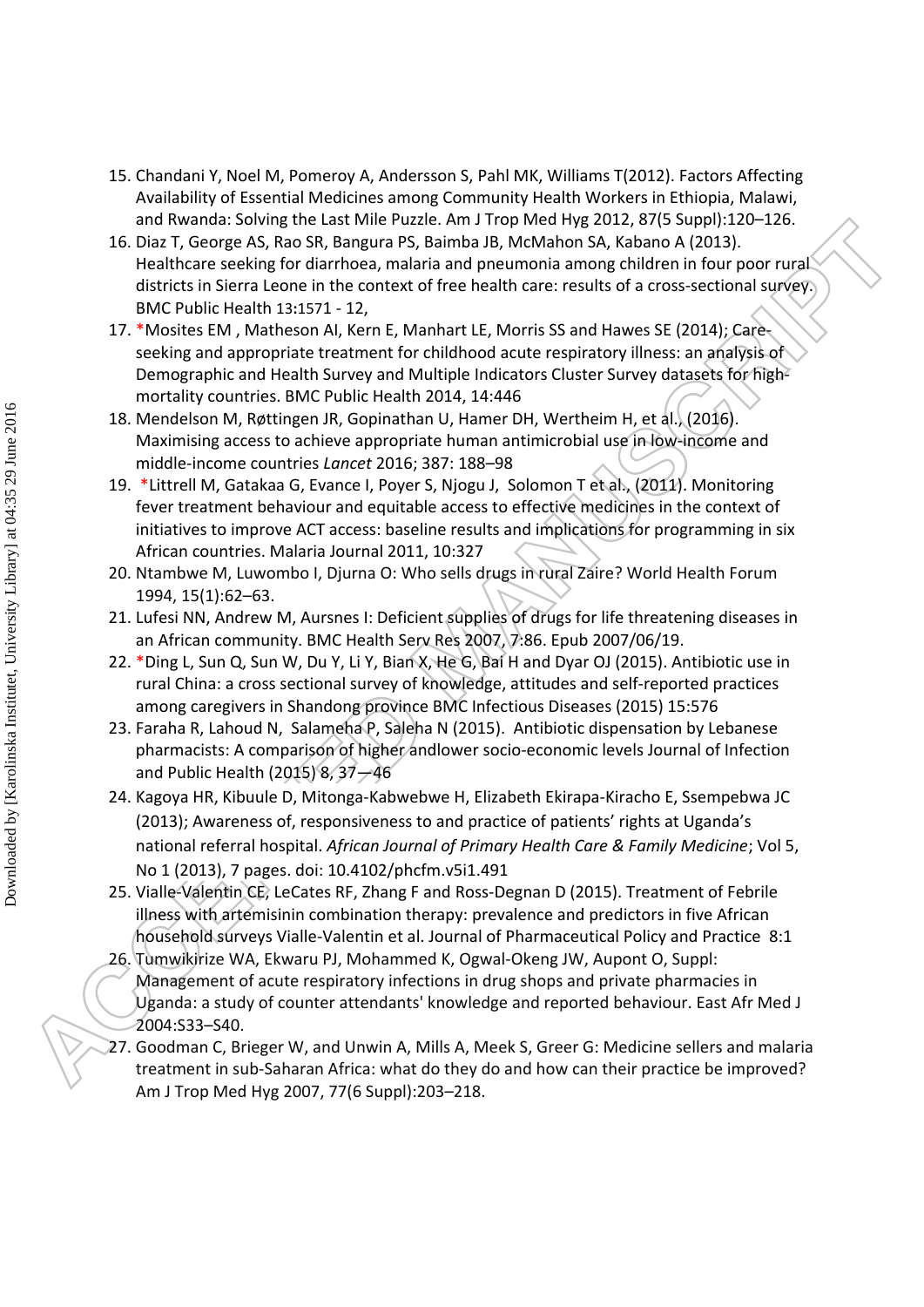15. Chandani Y, Noel M, Pomeroy A, Andersson S, Pahl MK, Williams T(2012). Factors Affecting Availability of Essential Medicines among Community Health Workers in Ethiopia, Malawi, and Rwanda: Solving the Last Mile Puzzle. Am J Trop Med Hyg 2012, 87(5 Suppl):120–126.
16. Diaz T, George AS, Rao SR, Bangura PS, Baimba JB, McMahon SA, Kabano A (2013). Healthcare seeking for diarrhoea, malaria and pneumonia among children in four poor rural districts in Sierra Leone in the context of free health care: results of a cross-sectional survey. BMC Public Health 13:1571 - 12,
17. *Mosites EM , Matheson AI, Kern E, Manhart LE, Morris SS and Hawes SE (2014); Care-seeking and appropriate treatment for childhood acute respiratory illness: an analysis of Demographic and Health Survey and Multiple Indicators Cluster Survey datasets for high-mortality countries. BMC Public Health 2014, 14:446
18. Mendelson M, Røttingen JR, Gopinathan U, Hamer DH, Wertheim H, et al., (2016). Maximising access to achieve appropriate human antimicrobial use in low-income and middle-income countries *Lancet* 2016; 387: 188–98
19. *Littrell M, Gatakaa G, Evance I, Poyer S, Njogu J, Solomon T et al., (2011). Monitoring fever treatment behaviour and equitable access to effective medicines in the context of initiatives to improve ACT access: baseline results and implications for programming in six African countries. Malaria Journal 2011, 10:327
20. Ntambwe M, Luwombo I, Djurna O: Who sells drugs in rural Zaire? World Health Forum 1994, 15(1):62–63.
21. Lufesi NN, Andrew M, Aursnes I: Deficient supplies of drugs for life threatening diseases in an African community. BMC Health Serv Res 2007, 7:86. Epub 2007/06/19.
22. *Ding L, Sun Q, Sun W, Du Y, Li Y, Bian X, He G, Bai H and Dyar OJ (2015). Antibiotic use in rural China: a cross sectional survey of knowledge, attitudes and self-reported practices among caregivers in Shandong province BMC Infectious Diseases (2015) 15:576
23. Faraha R, Lahoud N, Salameha P, Saleha N (2015). Antibiotic dispensation by Lebanese pharmacists: A comparison of higher andlower socio-economic levels Journal of Infection and Public Health (2015) 8, 37—46
24. Kagoya HR, Kibuule D, Mitonga-Kabwebwe H, Elizabeth Ekirapa-Kiracho E, Ssempebwa JC (2013); Awareness of, responsiveness to and practice of patients' rights at Uganda's national referral hospital. *African Journal of Primary Health Care & Family Medicine*; Vol 5, No 1 (2013), 7 pages. doi: 10.4102/phcfm.v5i1.491
25. Vialle-Valentin CE, LeCates RF, Zhang F and Ross-Degnan D (2015). Treatment of Febrile illness with artemisinin combination therapy: prevalence and predictors in five African household surveys Vialle-Valentin et al. Journal of Pharmaceutical Policy and Practice 8:1
26. Tumwikirize WA, Ekwaru PJ, Mohammed K, Ogwal-Okeng JW, Aupont O, Suppl: Management of acute respiratory infections in drug shops and private pharmacies in Uganda: a study of counter attendants' knowledge and reported behaviour. East Afr Med J 2004:S33–S40.
27. Goodman C, Brieger W, and Unwin A, Mills A, Meek S, Greer G: Medicine sellers and malaria treatment in sub-Saharan Africa: what do they do and how can their practice be improved? Am J Trop Med Hyg 2007, 77(6 Suppl):203–218.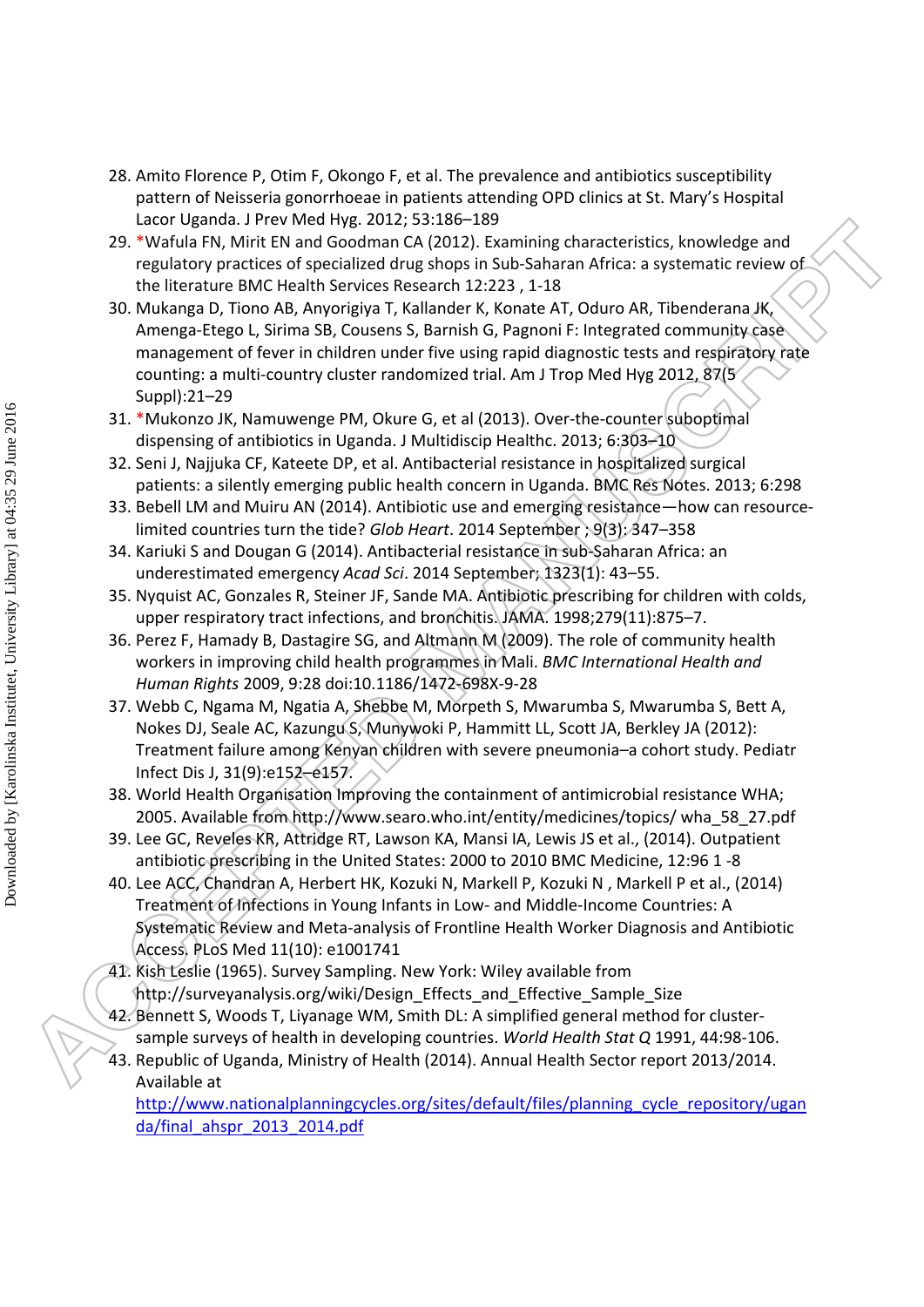28. Amito Florence P, Otim F, Okongo F, et al. The prevalence and antibiotics susceptibility pattern of Neisseria gonorrhoeae in patients attending OPD clinics at St. Mary's Hospital Lacor Uganda. J Prev Med Hyg. 2012; 53:186–189
29. *Wafula FN, Mirit EN and Goodman CA (2012). Examining characteristics, knowledge and regulatory practices of specialized drug shops in Sub-Saharan Africa: a systematic review of the literature BMC Health Services Research 12:223 , 1-18
30. Mukanga D, Tiono AB, Anyorigiya T, Kallander K, Konate AT, Oduro AR, Tibenderana JK, Amenga-Etego L, Sirima SB, Cousens S, Barnish G, Pagnoni F: Integrated community case management of fever in children under five using rapid diagnostic tests and respiratory rate counting: a multi-country cluster randomized trial. Am J Trop Med Hyg 2012, 87(5 Suppl):21–29
31. *Mukonzo JK, Namuwenge PM, Okure G, et al (2013). Over-the-counter suboptimal dispensing of antibiotics in Uganda. J Multidiscip Healthc. 2013; 6:303–10
32. Seni J, Najjuka CF, Kateete DP, et al. Antibacterial resistance in hospitalized surgical patients: a silently emerging public health concern in Uganda. BMC Res Notes. 2013; 6:298
33. Bebell LM and Muiru AN (2014). Antibiotic use and emerging resistance—how can resource-limited countries turn the tide? *Glob Heart*. 2014 September ; 9(3): 347–358
34. Kariuki S and Dougan G (2014). Antibacterial resistance in sub-Saharan Africa: an underestimated emergency *Acad Sci*. 2014 September; 1323(1): 43–55.
35. Nyquist AC, Gonzales R, Steiner JF, Sande MA. Antibiotic prescribing for children with colds, upper respiratory tract infections, and bronchitis. JAMA. 1998;279(11):875–7.
36. Perez F, Hamady B, Dastagire SG, and Altmann M (2009). The role of community health workers in improving child health programmes in Mali. *BMC International Health and Human Rights* 2009, 9:28 doi:10.1186/1472-698X-9-28
37. Webb C, Ngama M, Ngatia A, Shebbe M, Morpeth S, Mwarumba S, Mwarumba S, Bett A, Nokes DJ, Seale AC, Kazungu S, Munywoki P, Hammitt LL, Scott JA, Berkley JA (2012): Treatment failure among Kenyan children with severe pneumonia–a cohort study. Pediatr Infect Dis J, 31(9):e152–e157.
38. World Health Organisation Improving the containment of antimicrobial resistance WHA; 2005. Available from http://www.searo.who.int/entity/medicines/topics/ wha_58_27.pdf
39. Lee GC, Reveles KR, Attridge RT, Lawson KA, Mansi IA, Lewis JS et al., (2014). Outpatient antibiotic prescribing in the United States: 2000 to 2010 BMC Medicine, 12:96 1 -8
40. Lee ACC, Chandran A, Herbert HK, Kozuki N, Markell P, Kozuki N , Markell P et al., (2014) Treatment of Infections in Young Infants in Low- and Middle-Income Countries: A Systematic Review and Meta-analysis of Frontline Health Worker Diagnosis and Antibiotic Access. PLoS Med 11(10): e1001741
41. Kish Leslie (1965). Survey Sampling. New York: Wiley available from http://surveyanalysis.org/wiki/Design_Effects_and_Effective_Sample_Size
42. Bennett S, Woods T, Liyanage WM, Smith DL: A simplified general method for cluster-sample surveys of health in developing countries. *World Health Stat Q* 1991, 44:98-106.
43. Republic of Uganda, Ministry of Health (2014). Annual Health Sector report 2013/2014. Available at http://www.nationalplanningcycles.org/sites/default/files/planning_cycle_repository/uganda/final_ahspr_2013_2014.pdf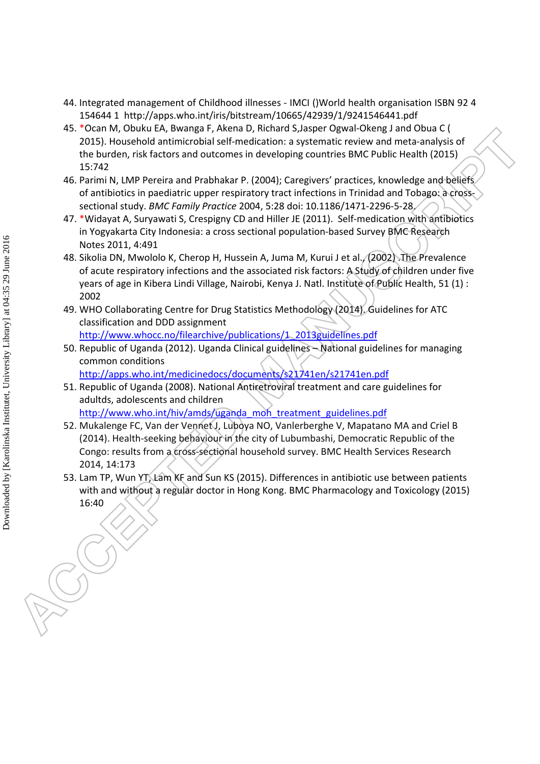44. Integrated management of Childhood illnesses - IMCI ()World health organisation ISBN 92 4 154644 1 http://apps.who.int/iris/bitstream/10665/42939/1/9241546441.pdf
45. *Ocan M, Obuku EA, Bwanga F, Akena D, Richard S,Jasper Ogwal-Okeng J and Obua C ( 2015). Household antimicrobial self-medication: a systematic review and meta-analysis of the burden, risk factors and outcomes in developing countries BMC Public Health (2015) 15:742
46. Parimi N, LMP Pereira and Prabhakar P. (2004); Caregivers' practices, knowledge and beliefs of antibiotics in paediatric upper respiratory tract infections in Trinidad and Tobago: a cross-sectional study. *BMC Family Practice* 2004, 5:28 doi: 10.1186/1471-2296-5-28.
47. *Widayat A, Suryawati S, Crespigny CD and Hiller JE (2011). Self-medication with antibiotics in Yogyakarta City Indonesia: a cross sectional population-based Survey BMC Research Notes 2011, 4:491
48. Sikolia DN, Mwololo K, Cherop H, Hussein A, Juma M, Kurui J et al., (2002) .The Prevalence of acute respiratory infections and the associated risk factors: A Study of children under five years of age in Kibera Lindi Village, Nairobi, Kenya J. Natl. Institute of Public Health, 51 (1) : 2002
49. WHO Collaborating Centre for Drug Statistics Methodology (2014). Guidelines for ATC classification and DDD assignment http://www.whocc.no/filearchive/publications/1_2013guidelines.pdf
50. Republic of Uganda (2012). Uganda Clinical guidelines – National guidelines for managing common conditions http://apps.who.int/medicinedocs/documents/s21741en/s21741en.pdf
51. Republic of Uganda (2008). National Antiretroviral treatment and care guidelines for adultds, adolescents and children http://www.who.int/hiv/amds/uganda_moh_treatment_guidelines.pdf
52. Mukalenge FC, Van der Vennet J, Luboya NO, Vanlerberghe V, Mapatano MA and Criel B (2014). Health-seeking behaviour in the city of Lubumbashi, Democratic Republic of the Congo: results from a cross-sectional household survey. BMC Health Services Research 2014, 14:173
53. Lam TP, Wun YT, Lam KF and Sun KS (2015). Differences in antibiotic use between patients with and without a regular doctor in Hong Kong. BMC Pharmacology and Toxicology (2015) 16:40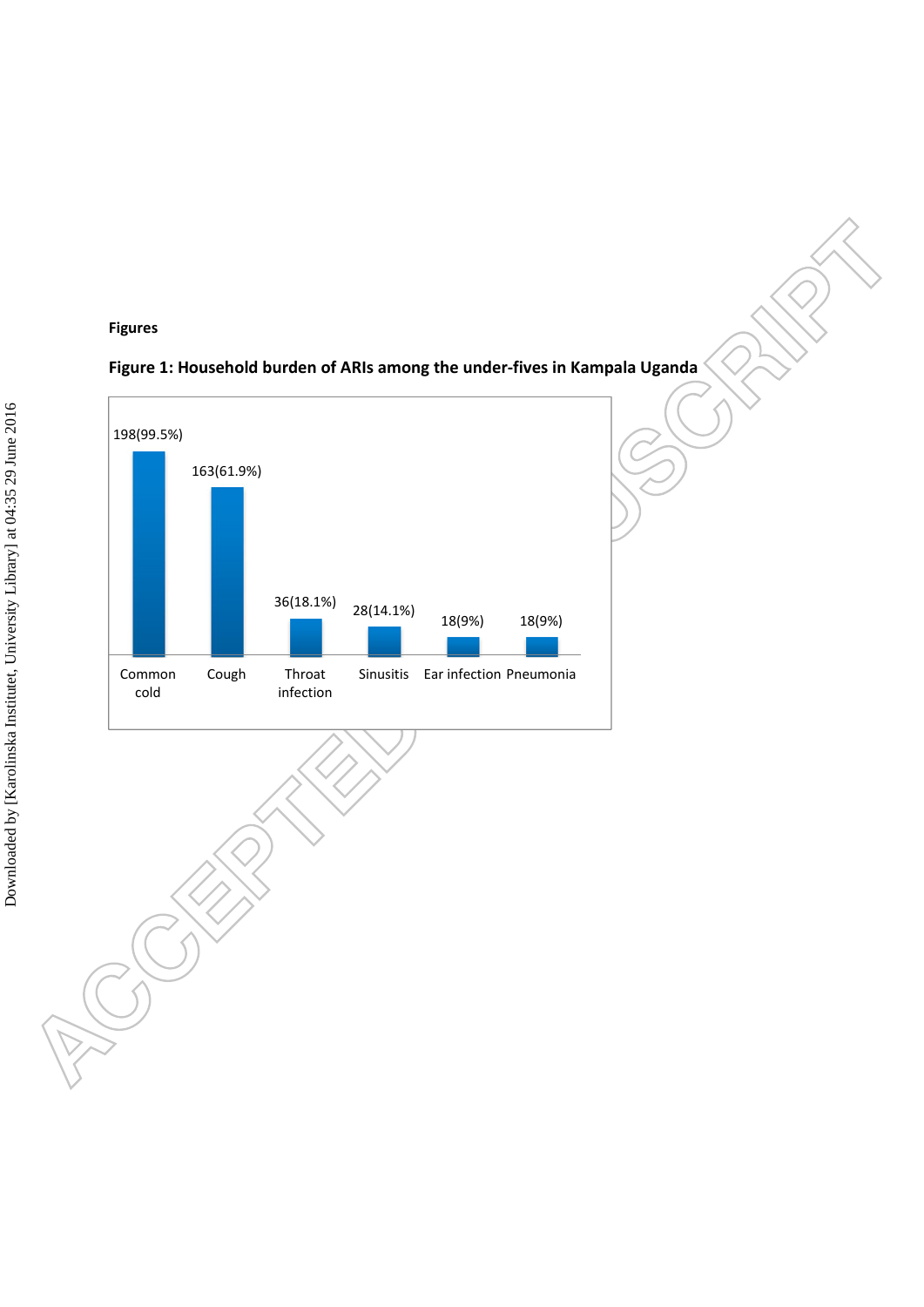**Figures**

**Figure 1: Household burden of ARIs among the under-fives in Kampala Uganda**

| Common cold | Cough | Throat infection | Sinusitis | Ear infection | Pneumonia |
|---|---|---|---|---|---|
| 198(99.5%) | 163(61.9%) | 36(18.1%) | 28(14.1%) | 18(9%) | 18(9%) |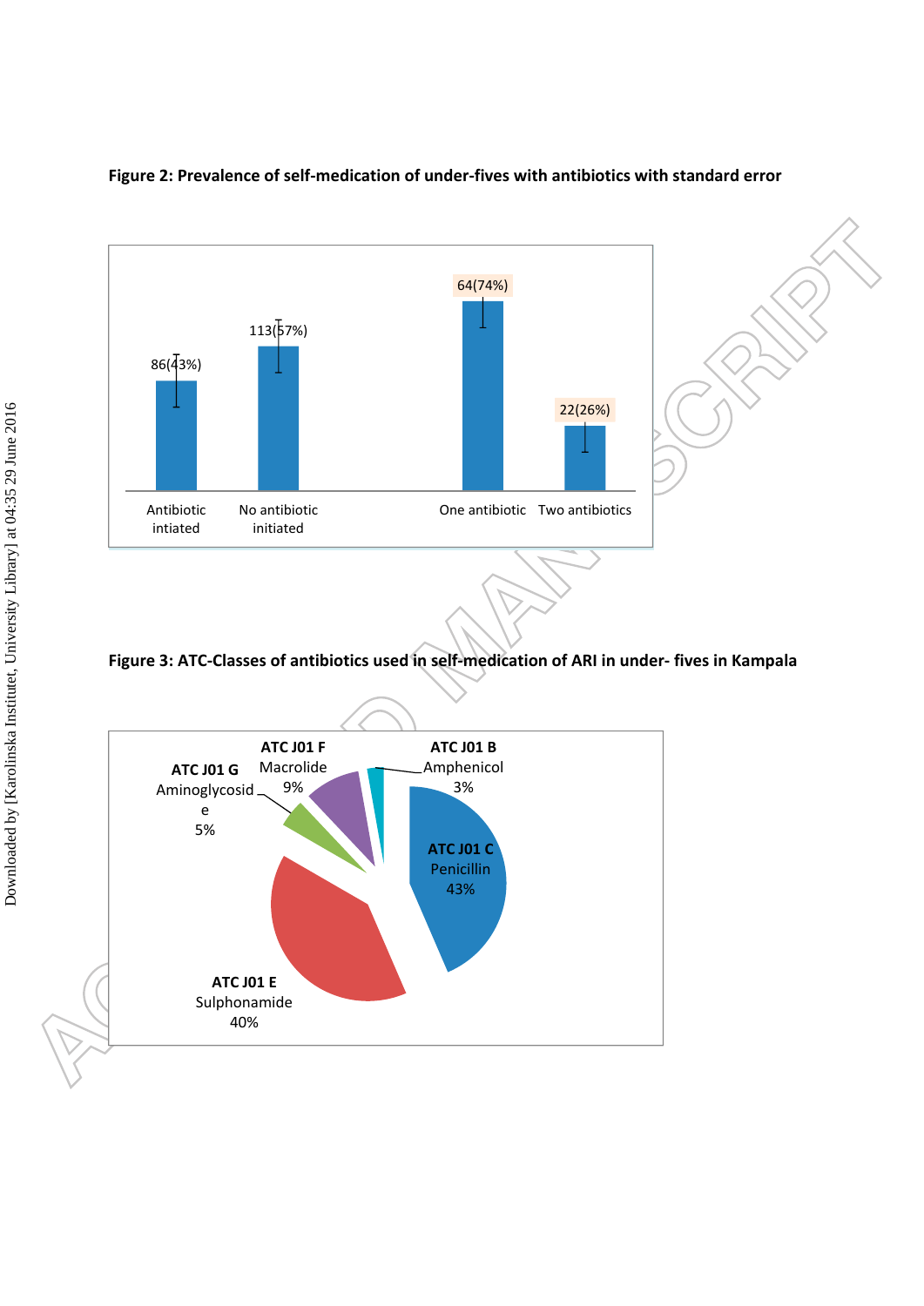**Figure 2: Prevalence of self-medication of under-fives with antibiotics with standard error**

| Category | Value |
|---|---|
| Antibiotic intiated | 86(43%) |
| No antibiotic initiated | 113(57%) |
| One antibiotic | 64(74%) |
| Two antibiotics | 22(26%) |

**Figure 3: ATC-Classes of antibiotics used in self-medication of ARI in under- fives in Kampala**

| ATC class | Percentage |
|---|---|
| ATC J01 C Penicillin | 43% |
| ATC J01 E Sulphonamide | 40% |
| ATC J01 F Macrolide | 9% |
| ATC J01 G Aminoglycoside | 5% |
| ATC J01 B Amphenicol | 3% |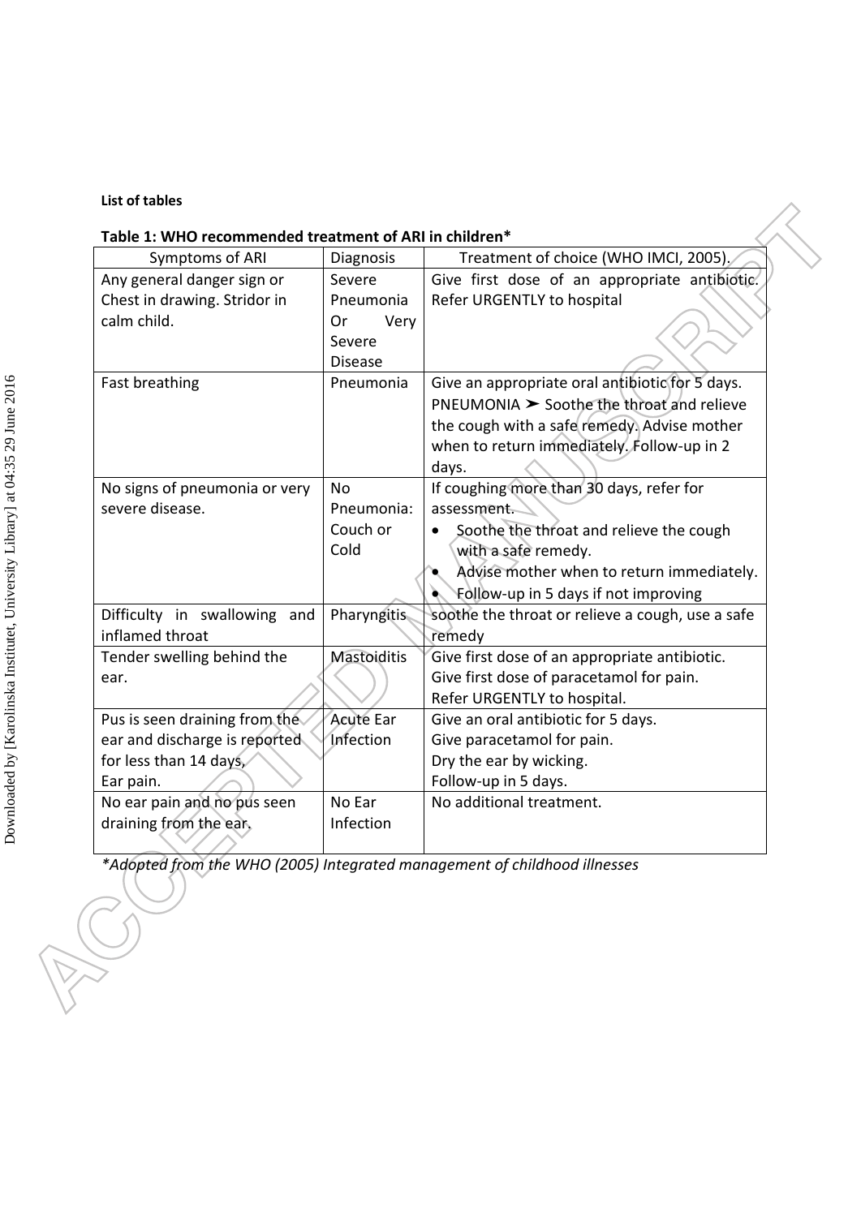**List of tables**

**Table 1: WHO recommended treatment of ARI in children***

| Symptoms of ARI | Diagnosis | Treatment of choice (WHO IMCI, 2005). |
|---|---|---|
| Any general danger sign or Chest in drawing. Stridor in calm child. | Severe Pneumonia Or Very Severe Disease | Give first dose of an appropriate antibiotic. Refer URGENTLY to hospital |
| Fast breathing | Pneumonia | Give an appropriate oral antibiotic for 5 days. PNEUMONIA ➤ Soothe the throat and relieve the cough with a safe remedy. Advise mother when to return immediately. Follow-up in 2 days. |
| No signs of pneumonia or very severe disease. | No Pneumonia: Couch or Cold | If coughing more than 30 days, refer for assessment. <br>• Soothe the throat and relieve the cough with a safe remedy. <br>• Advise mother when to return immediately. <br>• Follow-up in 5 days if not improving |
| Difficulty in swallowing and inflamed throat | Pharyngitis | soothe the throat or relieve a cough, use a safe remedy |
| Tender swelling behind the ear. | Mastoiditis | Give first dose of an appropriate antibiotic. Give first dose of paracetamol for pain. Refer URGENTLY to hospital. |
| Pus is seen draining from the ear and discharge is reported for less than 14 days, Ear pain. | Acute Ear Infection | Give an oral antibiotic for 5 days. Give paracetamol for pain. Dry the ear by wicking. Follow-up in 5 days. |
| No ear pain and no pus seen draining from the ear. | No Ear Infection | No additional treatment. |

**Adopted from the WHO (2005) Integrated management of childhood illnesses*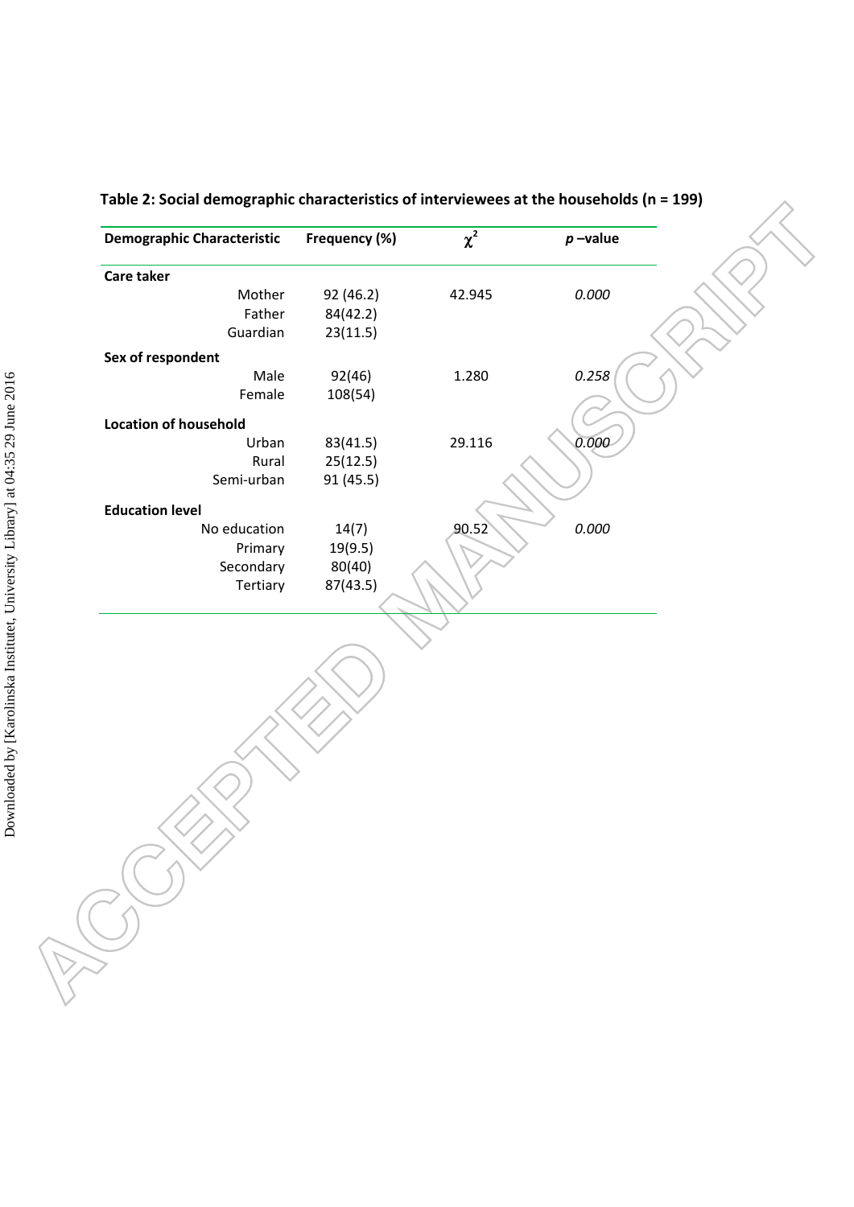**Table 2: Social demographic characteristics of interviewees at the households (n = 199)**

| Demographic Characteristic | Frequency (%) | $\chi^2$ | *p* –value |
|---|---|---|---|
| **Care taker** | | | |
| Mother | 92 (46.2) | 42.945 | *0.000* |
| Father | 84(42.2) | | |
| Guardian | 23(11.5) | | |
| **Sex of respondent** | | | |
| Male | 92(46) | 1.280 | *0.258* |
| Female | 108(54) | | |
| **Location of household** | | | |
| Urban | 83(41.5) | 29.116 | *0.000* |
| Rural | 25(12.5) | | |
| Semi-urban | 91 (45.5) | | |
| **Education level** | | | |
| No education | 14(7) | 90.52 | *0.000* |
| Primary | 19(9.5) | | |
| Secondary | 80(40) | | |
| Tertiary | 87(43.5) | | |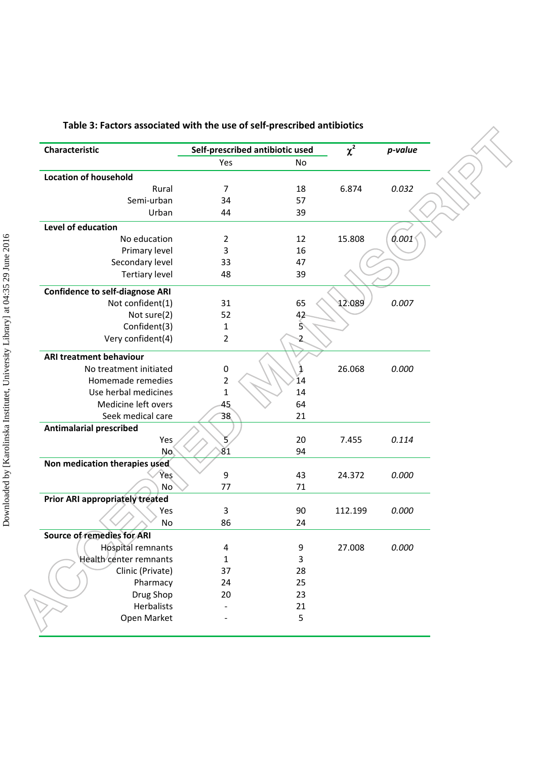**Table 3: Factors associated with the use of self-prescribed antibiotics**

| Characteristic | Self-prescribed antibiotic used | | $\chi^2$ | *p-value* |
|---|---|---|---|---|
| | Yes | No | | |
| **Location of household** | | | | |
| Rural | 7 | 18 | 6.874 | *0.032* |
| Semi-urban | 34 | 57 | | |
| Urban | 44 | 39 | | |
| **Level of education** | | | | |
| No education | 2 | 12 | 15.808 | *0.001* |
| Primary level | 3 | 16 | | |
| Secondary level | 33 | 47 | | |
| Tertiary level | 48 | 39 | | |
| **Confidence to self-diagnose ARI** | | | | |
| Not confident(1) | 31 | 65 | 12.089 | *0.007* |
| Not sure(2) | 52 | 42 | | |
| Confident(3) | 1 | 5 | | |
| Very confident(4) | 2 | 2 | | |
| **ARI treatment behaviour** | | | | |
| No treatment initiated | 0 | 1 | 26.068 | *0.000* |
| Homemade remedies | 2 | 14 | | |
| Use herbal medicines | 1 | 14 | | |
| Medicine left overs | 45 | 64 | | |
| Seek medical care | 38 | 21 | | |
| **Antimalarial prescribed** | | | | |
| Yes | 5 | 20 | 7.455 | *0.114* |
| No | 81 | 94 | | |
| **Non medication therapies used** | | | | |
| Yes | 9 | 43 | 24.372 | *0.000* |
| No | 77 | 71 | | |
| **Prior ARI appropriately treated** | | | | |
| Yes | 3 | 90 | 112.199 | *0.000* |
| No | 86 | 24 | | |
| **Source of remedies for ARI** | | | | |
| Hospital remnants | 4 | 9 | 27.008 | *0.000* |
| Health center remnants | 1 | 3 | | |
| Clinic (Private) | 37 | 28 | | |
| Pharmacy | 24 | 25 | | |
| Drug Shop | 20 | 23 | | |
| Herbalists | - | 21 | | |
| Open Market | - | 5 | | |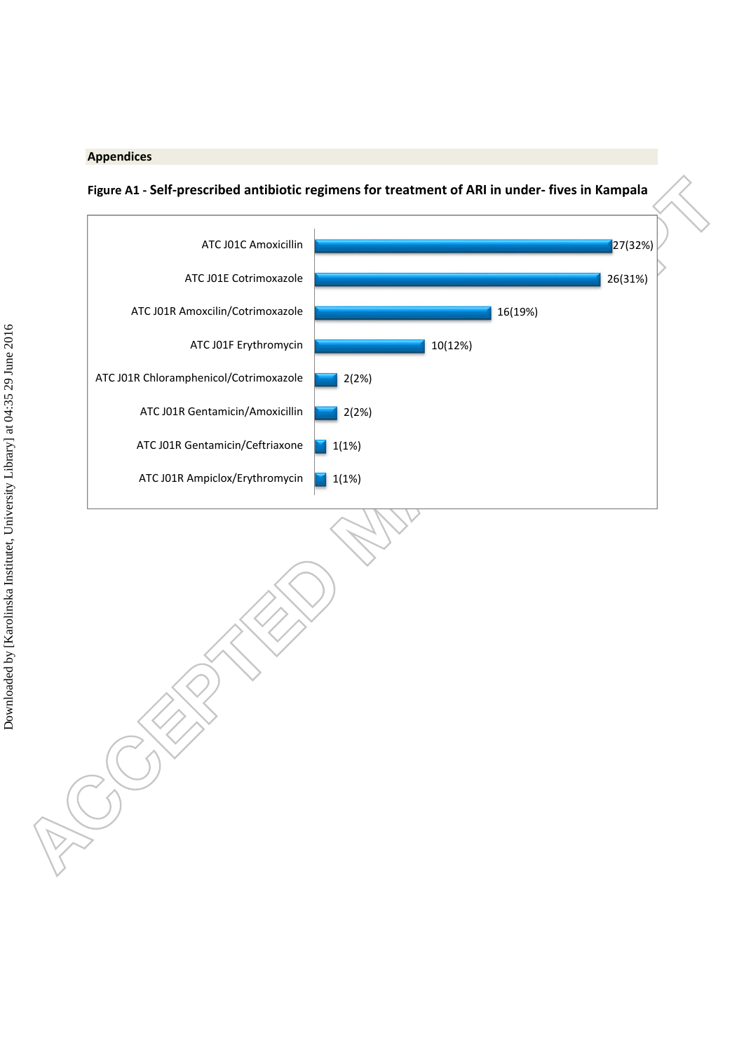## Appendices

**Figure A1 - Self-prescribed antibiotic regimens for treatment of ARI in under- fives in Kampala**

| Regimen | n (%) |
|---|---|
| ATC J01C Amoxicillin | 27(32%) |
| ATC J01E Cotrimoxazole | 26(31%) |
| ATC J01R Amoxcilin/Cotrimoxazole | 16(19%) |
| ATC J01F Erythromycin | 10(12%) |
| ATC J01R Chloramphenicol/Cotrimoxazole | 2(2%) |
| ATC J01R Gentamicin/Amoxicillin | 2(2%) |
| ATC J01R Gentamicin/Ceftriaxone | 1(1%) |
| ATC J01R Ampiclox/Erythromycin | 1(1%) |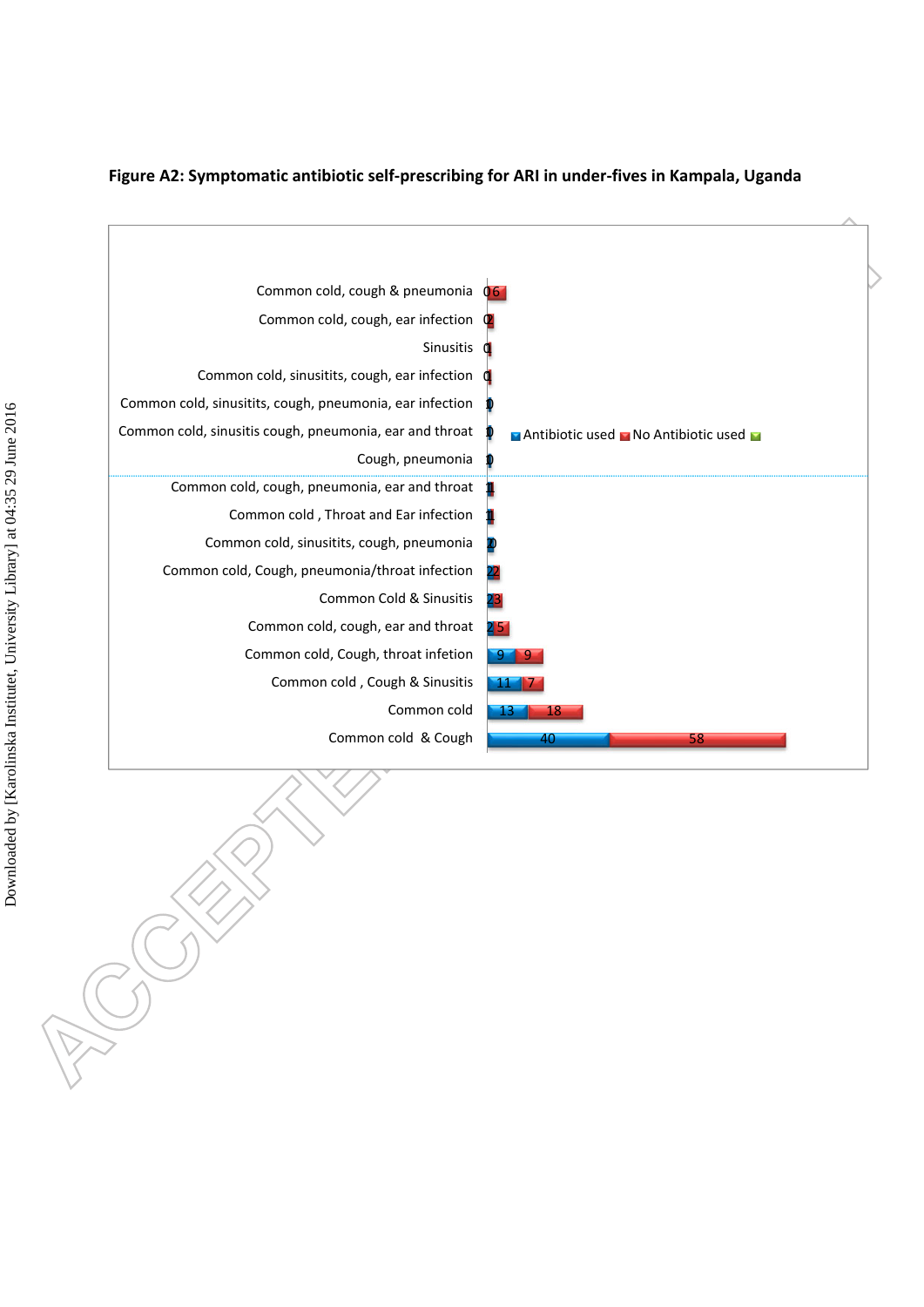**Figure A2: Symptomatic antibiotic self-prescribing for ARI in under-fives in Kampala, Uganda**

| Symptoms | Antibiotic used | No Antibiotic used |
|---|---|---|
| Common cold, cough & pneumonia | 0 | 6 |
| Common cold, cough, ear infection | 0 | 2 |
| Sinusitis | 0 | 1 |
| Common cold, sinusitits, cough, ear infection | 0 | 1 |
| Common cold, sinusitits, cough, pneumonia, ear infection | 1 | 0 |
| Common cold, sinusitis cough, pneumonia, ear and throat | 1 | 0 |
| Cough, pneumonia | 1 | 0 |
| Common cold, cough, pneumonia, ear and throat | 1 | 1 |
| Common cold , Throat and Ear infection | 1 | 1 |
| Common cold, sinusitits, cough, pneumonia | 2 | 0 |
| Common cold, Cough, pneumonia/throat infection | 2 | 2 |
| Common Cold & Sinusitis | 2 | 3 |
| Common cold, cough, ear and throat | 2 | 5 |
| Common cold, Cough, throat infetion | 9 | 9 |
| Common cold , Cough & Sinusitis | 11 | 7 |
| Common cold | 13 | 18 |
| Common cold & Cough | 40 | 58 |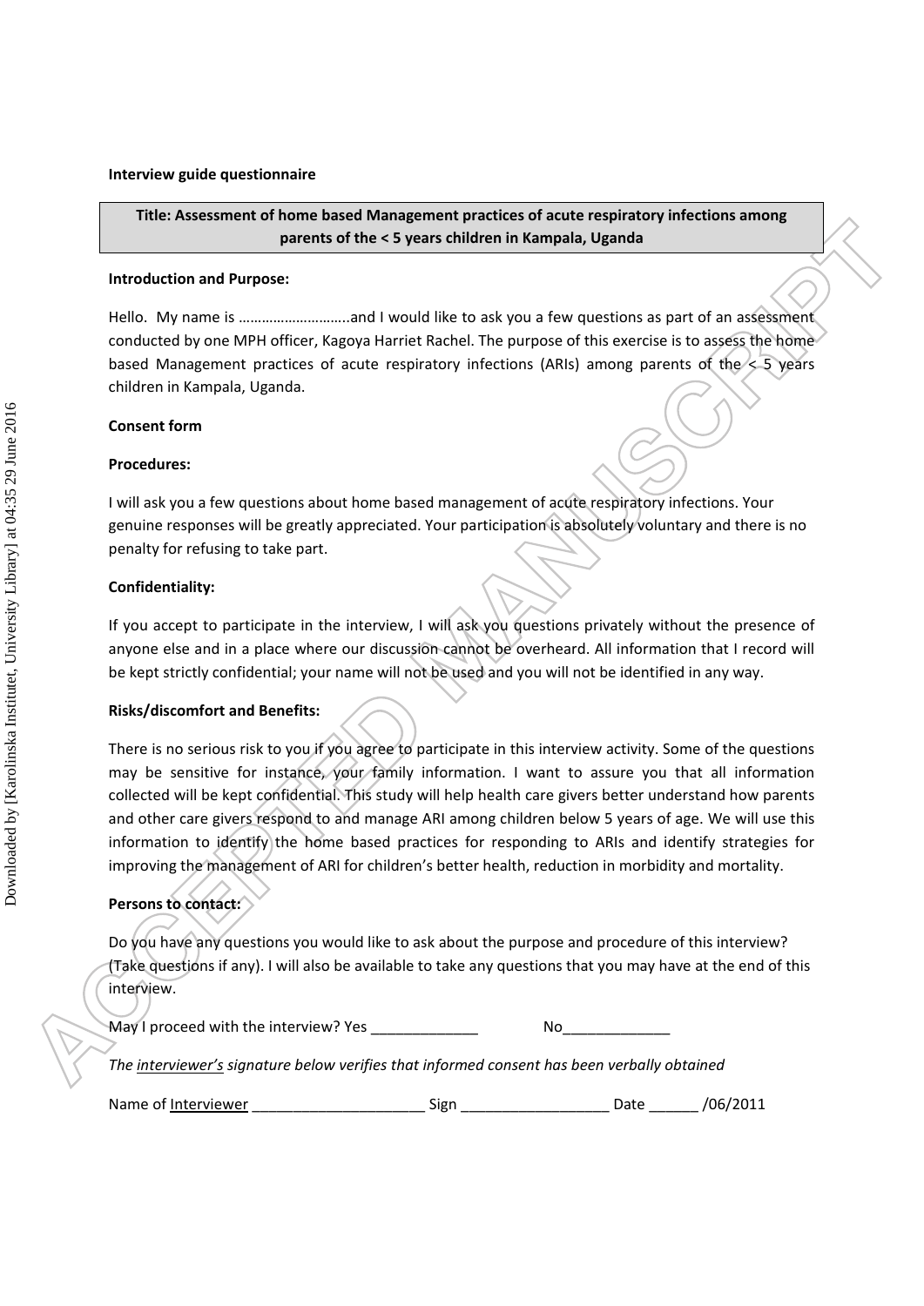**Interview guide questionnaire**

**Title: Assessment of home based Management practices of acute respiratory infections among parents of the < 5 years children in Kampala, Uganda**

**Introduction and Purpose:**

Hello. My name is ……………………….and I would like to ask you a few questions as part of an assessment conducted by one MPH officer, Kagoya Harriet Rachel. The purpose of this exercise is to assess the home based Management practices of acute respiratory infections (ARIs) among parents of the < 5 years children in Kampala, Uganda.

**Consent form**

**Procedures:**

I will ask you a few questions about home based management of acute respiratory infections. Your genuine responses will be greatly appreciated. Your participation is absolutely voluntary and there is no penalty for refusing to take part.

**Confidentiality:**

If you accept to participate in the interview, I will ask you questions privately without the presence of anyone else and in a place where our discussion cannot be overheard. All information that I record will be kept strictly confidential; your name will not be used and you will not be identified in any way.

**Risks/discomfort and Benefits:**

There is no serious risk to you if you agree to participate in this interview activity. Some of the questions may be sensitive for instance, your family information. I want to assure you that all information collected will be kept confidential. This study will help health care givers better understand how parents and other care givers respond to and manage ARI among children below 5 years of age. We will use this information to identify the home based practices for responding to ARIs and identify strategies for improving the management of ARI for children's better health, reduction in morbidity and mortality.

**Persons to contact:**

Do you have any questions you would like to ask about the purpose and procedure of this interview? (Take questions if any). I will also be available to take any questions that you may have at the end of this interview.

May I proceed with the interview? Yes _____________ No_____________

*The interviewer's signature below verifies that informed consent has been verbally obtained*

Name of Interviewer _____________________ Sign __________________ Date ______ /06/2011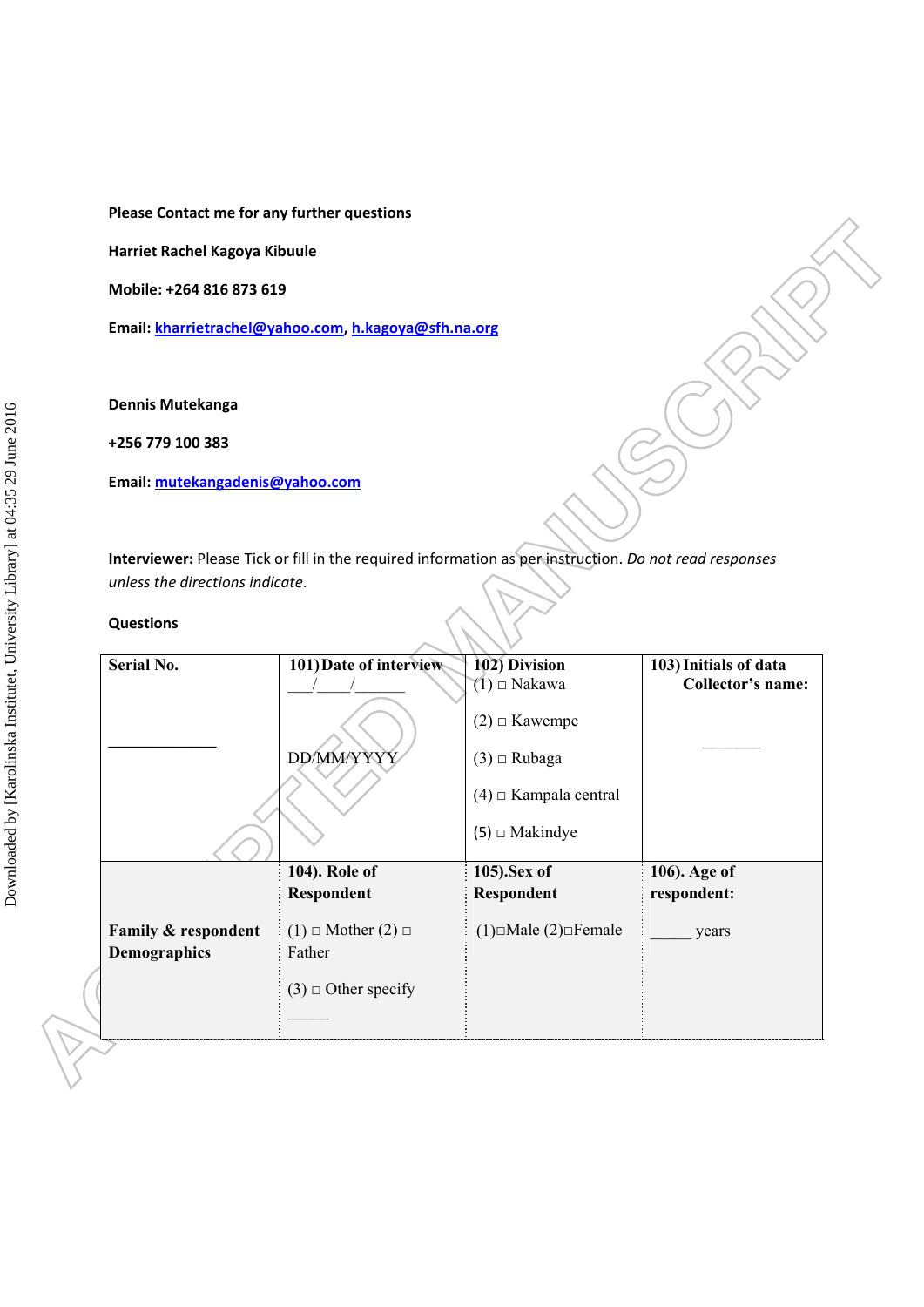**Please Contact me for any further questions**

**Harriet Rachel Kagoya Kibuule**

**Mobile: +264 816 873 619**

**Email: kharrietrachel@yahoo.com, h.kagoya@sfh.na.org**

**Dennis Mutekanga**

**+256 779 100 383**

**Email: mutekangadenis@yahoo.com**

**Interviewer:** Please Tick or fill in the required information as per instruction. *Do not read responses unless the directions indicate*.

**Questions**

| **Serial No.** <br><br> ____________ | **101) Date of interview** <br> ___/____/______ <br><br> DD/MM/YYYY | **102) Division** <br> (1) □ Nakawa <br> (2) □ Kawempe <br> (3) □ Rubaga <br> (4) □ Kampala central <br> (5) □ Makindye | **103) Initials of data Collector's name:** <br><br> _______ |
|---|---|---|---|
| **Family & respondent Demographics** | **104). Role of Respondent** <br> (1) □ Mother (2) □ Father <br> (3) □ Other specify _____ | **105).Sex of Respondent** <br> (1)□Male (2)□Female | **106). Age of respondent:** <br> _____ years |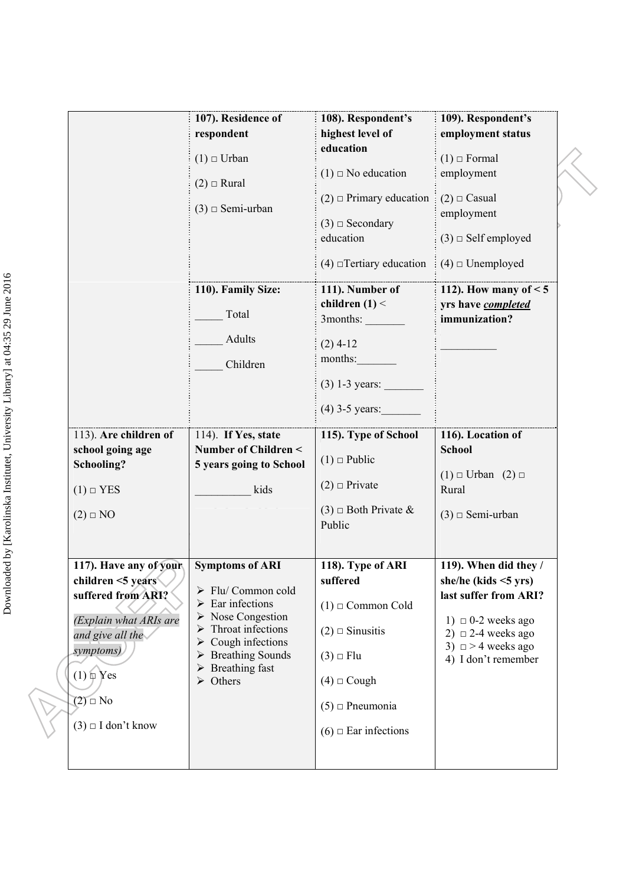| | 107). **Residence of respondent**<br>(1) □ Urban<br>(2) □ Rural<br>(3) □ Semi-urban | 108). **Respondent's highest level of education**<br>(1) □ No education<br>(2) □ Primary education<br>(3) □ Secondary education<br>(4) □Tertiary education | 109). **Respondent's employment status**<br>(1) □ Formal employment<br>(2) □ Casual employment<br>(3) □ Self employed<br>(4) □ Unemployed |
|---|---|---|---|
| | 110). **Family Size:**<br>_____ Total<br>_____ Adults<br>_____ Children | 111). **Number of children (1)** < 3months: _______<br>(2) 4-12 months:_______<br>(3) 1-3 years: _______<br>(4) 3-5 years:_______ | 112). **How many of < 5 yrs have *completed* immunization?**<br>__________ |
| 113). **Are children of school going age Schooling?**<br>(1) □ YES<br>(2) □ NO | 114). **If Yes, state Number of Children < 5 years going to School**<br>__________ kids | 115). **Type of School**<br>(1) □ Public<br>(2) □ Private<br>(3) □ Both Private & Public | 116). **Location of School**<br>(1) □ Urban (2) □ Rural<br>(3) □ Semi-urban |
| 117). **Have any of your children <5 years suffered from ARI?**<br>*(Explain what ARIs are and give all the symptoms)*<br>(1) □ Yes<br>(2) □ No<br>(3) □ I don't know | **Symptoms of ARI**<br>➢ Flu/ Common cold<br>➢ Ear infections<br>➢ Nose Congestion<br>➢ Throat infections<br>➢ Cough infections<br>➢ Breathing Sounds<br>➢ Breathing fast<br>➢ Others | 118). **Type of ARI suffered**<br>(1) □ Common Cold<br>(2) □ Sinusitis<br>(3) □ Flu<br>(4) □ Cough<br>(5) □ Pneumonia<br>(6) □ Ear infections | 119). **When did they / she/he (kids <5 yrs) last suffer from ARI?**<br>1) □ 0-2 weeks ago<br>2) □ 2-4 weeks ago<br>3) □ > 4 weeks ago<br>4) I don't remember |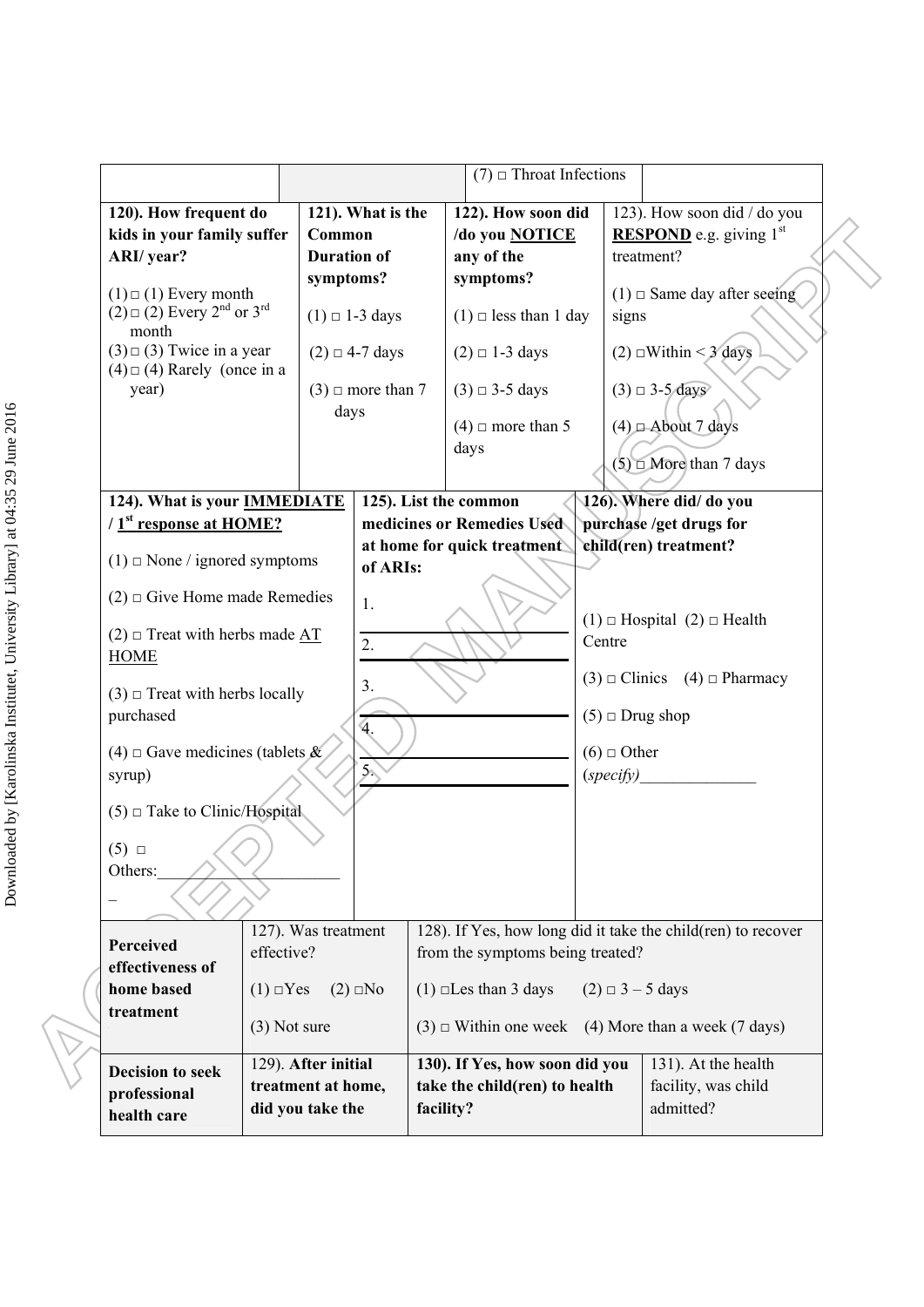| | | (7) □ Throat Infections | |
|---|---|---|---|
| **120). How frequent do kids in your family suffer ARI/ year?**<br><br>(1) □ (1) Every month<br>(2) □ (2) Every 2nd or 3rd month<br>(3) □ (3) Twice in a year<br>(4) □ (4) Rarely (once in a year) | **121). What is the Common Duration of symptoms?**<br><br>(1) □ 1-3 days<br><br>(2) □ 4-7 days<br><br>(3) □ more than 7 days | **122). How soon did /do you NOTICE any of the symptoms?**<br><br>(1) □ less than 1 day<br><br>(2) □ 1-3 days<br><br>(3) □ 3-5 days<br><br>(4) □ more than 5 days | 123). How soon did / do you **RESPOND** e.g. giving 1st treatment?<br><br>(1) □ Same day after seeing signs<br><br>(2) □Within < 3 days<br><br>(3) □ 3-5 days<br><br>(4) □ About 7 days<br><br>(5) □ More than 7 days |

| **124). What is your IMMEDIATE / 1st response at HOME?** | **125). List the common medicines or Remedies Used at home for quick treatment of ARIs:** | **126). Where did/ do you purchase /get drugs for child(ren) treatment?** |
|---|---|---|
| (1) □ None / ignored symptoms<br><br>(2) □ Give Home made Remedies<br><br>(2) □ Treat with herbs made AT HOME<br><br>(3) □ Treat with herbs locally purchased<br><br>(4) □ Gave medicines (tablets & syrup)<br><br>(5) □ Take to Clinic/Hospital<br><br>(5) □ Others:_______________________ | 1. ____________________<br><br>2. ____________________<br><br>3. ____________________<br><br>4. ____________________<br><br>5. ____________________ | (1) □ Hospital (2) □ Health Centre<br><br>(3) □ Clinics (4) □ Pharmacy<br><br>(5) □ Drug shop<br><br>(6) □ Other (*specify*)______________ |

| **Perceived effectiveness of home based treatment** | 127). Was treatment effective?<br><br>(1) □Yes (2) □No<br><br>(3) Not sure | 128). If Yes, how long did it take the child(ren) to recover from the symptoms being treated?<br><br>(1) □Les than 3 days (2) □ 3 – 5 days<br><br>(3) □ Within one week (4) More than a week (7 days) | |
|---|---|---|---|
| **Decision to seek professional health care** | 129). **After initial treatment at home, did you take the** | **130). If Yes, how soon did you take the child(ren) to health facility?** | 131). At the health facility, was child admitted? |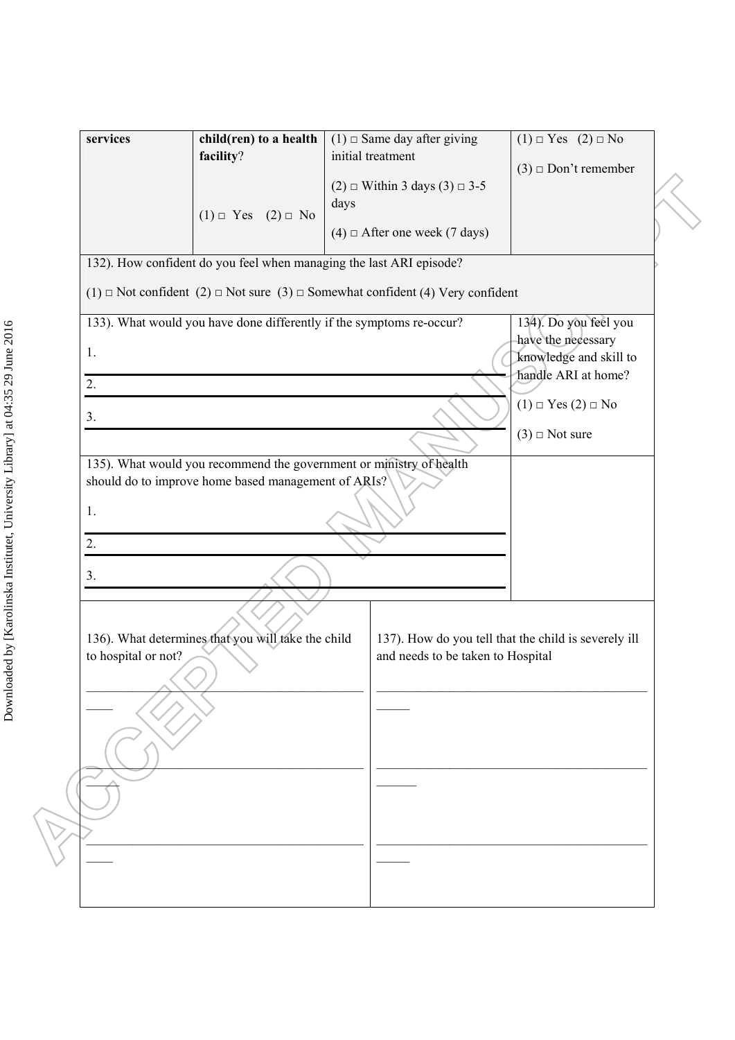| services | **child(ren) to a health facility**? (1) □ Yes (2) □ No | (1) □ Same day after giving initial treatment (2) □ Within 3 days (3) □ 3-5 days (4) □ After one week (7 days) | (1) □ Yes (2) □ No (3) □ Don't remember |
|---|---|---|---|

132). How confident do you feel when managing the last ARI episode?

(1) □ Not confident (2) □ Not sure (3) □ Somewhat confident (4) Very confident

| 133). What would you have done differently if the symptoms re-occur? 1. 2. 3. | 134). Do you feel you have the necessary knowledge and skill to handle ARI at home? (1) □ Yes (2) □ No (3) □ Not sure |
|---|---|
| 135). What would you recommend the government or ministry of health should do to improve home based management of ARIs? 1. 2. 3. | |

| 136). What determines that you will take the child to hospital or not? | 137). How do you tell that the child is severely ill and needs to be taken to Hospital |
|---|---|
| \_\_\_\_\_\_\_\_\_\_\_\_\_\_\_\_\_\_\_\_\_\_\_\_\_\_\_\_\_\_\_\_\_\_\_\_\_\_\_\_ | \_\_\_\_\_\_\_\_\_\_\_\_\_\_\_\_\_\_\_\_\_\_\_\_\_\_\_\_\_\_\_\_\_\_\_\_\_\_\_\_ |
| \_\_\_\_\_\_\_\_\_\_\_\_\_\_\_\_\_\_\_\_\_\_\_\_\_\_\_\_\_\_\_\_\_\_\_\_\_\_\_\_ | \_\_\_\_\_\_\_\_\_\_\_\_\_\_\_\_\_\_\_\_\_\_\_\_\_\_\_\_\_\_\_\_\_\_\_\_\_\_\_\_ |
| \_\_\_\_\_\_\_\_\_\_\_\_\_\_\_\_\_\_\_\_\_\_\_\_\_\_\_\_\_\_\_\_\_\_\_\_\_\_\_\_ | \_\_\_\_\_\_\_\_\_\_\_\_\_\_\_\_\_\_\_\_\_\_\_\_\_\_\_\_\_\_\_\_\_\_\_\_\_\_\_\_ |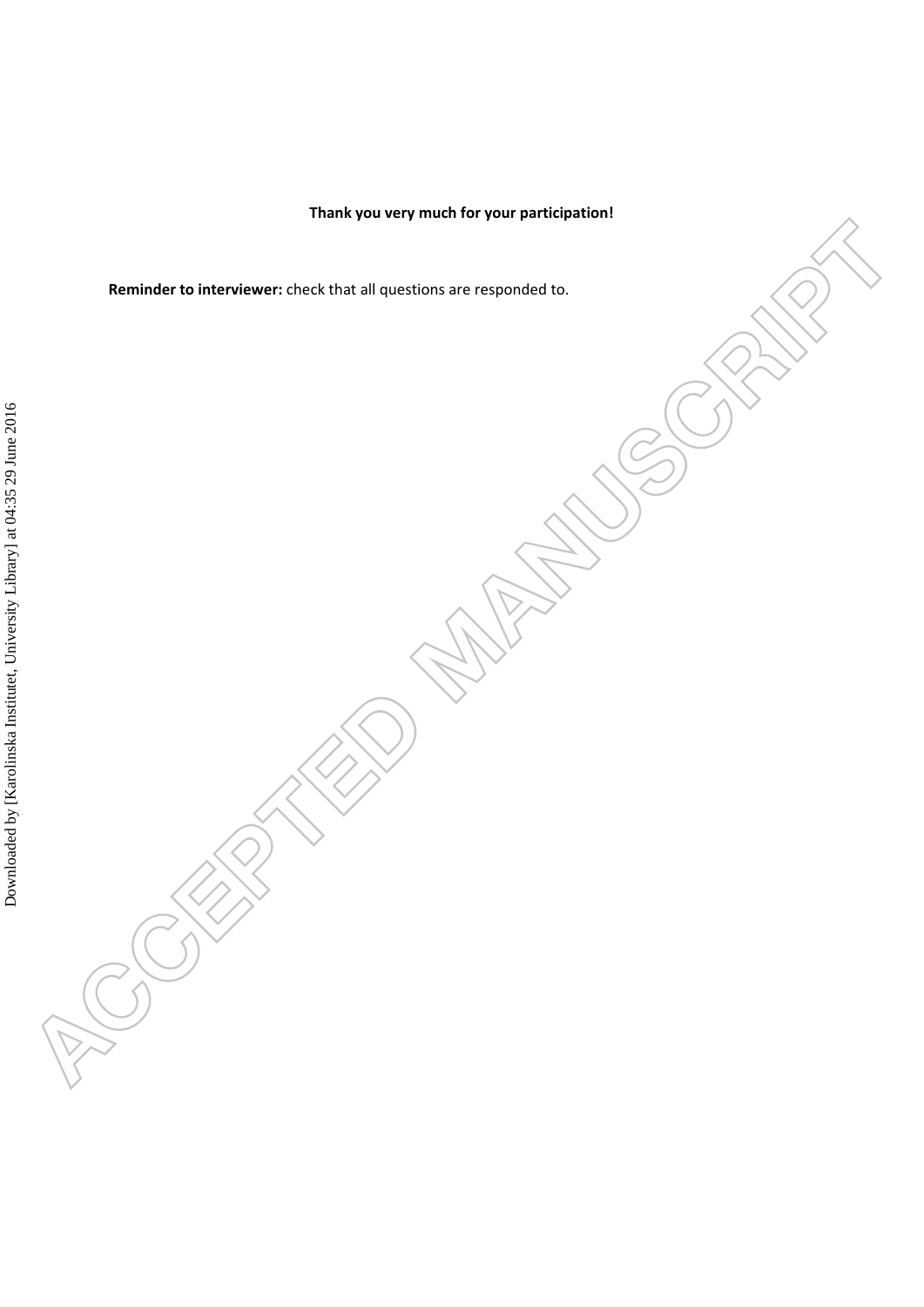**Thank you very much for your participation!**

**Reminder to interviewer:** check that all questions are responded to.